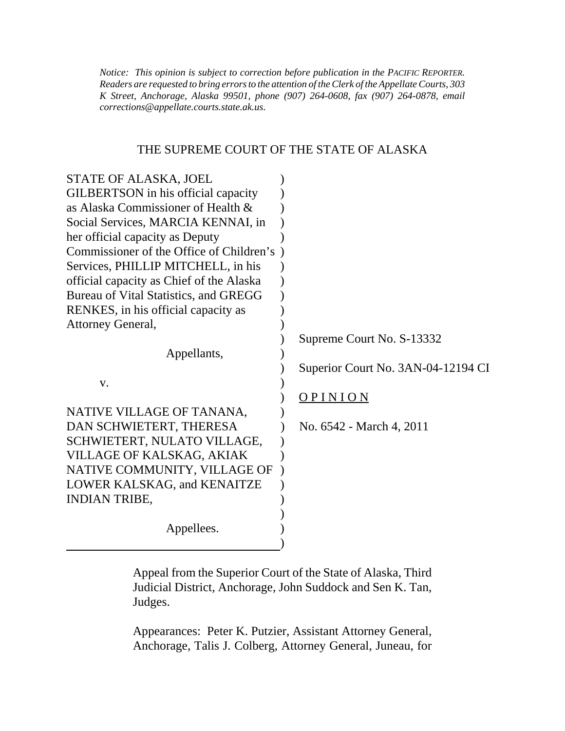*Notice: This opinion is subject to correction before publication in the PACIFIC REPORTER. Readers are requested to bring errors to the attention of the Clerk of the Appellate Courts, 303 K Street, Anchorage, Alaska 99501, phone (907) 264-0608, fax (907) 264-0878, email corrections@appellate.courts.state.ak.us.*

# THE SUPREME COURT OF THE STATE OF ALASKA

STATE OF ALASKA, JOEL GILBERTSON in his official capacity as Alaska Commissioner of Health & Social Services, MARCIA KENNAI, in her official capacity as Deputy Commissioner of the Office of Children's Services, PHILLIP MITCHELL, in his official capacity as Chief of the Alaska Bureau of Vital Statistics, and GREGG RENKES, in his official capacity as Attorney General,

Appellants,

v.

NATIVE VILLAGE OF TANANA, DAN SCHWIETERT, THERESA SCHWIETERT, NULATO VILLAGE, VILLAGE OF KALSKAG, AKIAK NATIVE COMMUNITY, VILLAGE OF LOWER KALSKAG, and KENAITZE INDIAN TRIBE,

Appellees.

Supreme Court No. S-13332

Superior Court No. 3AN-04-12194 CI

O P I N I O N

No. 6542 - March 4, 2011

Appeal from the Superior Court of the State of Alaska, Third Judicial District, Anchorage, John Suddock and Sen K. Tan, Judges.

Appearances: Peter K. Putzier, Assistant Attorney General, Anchorage, Talis J. Colberg, Attorney General, Juneau, for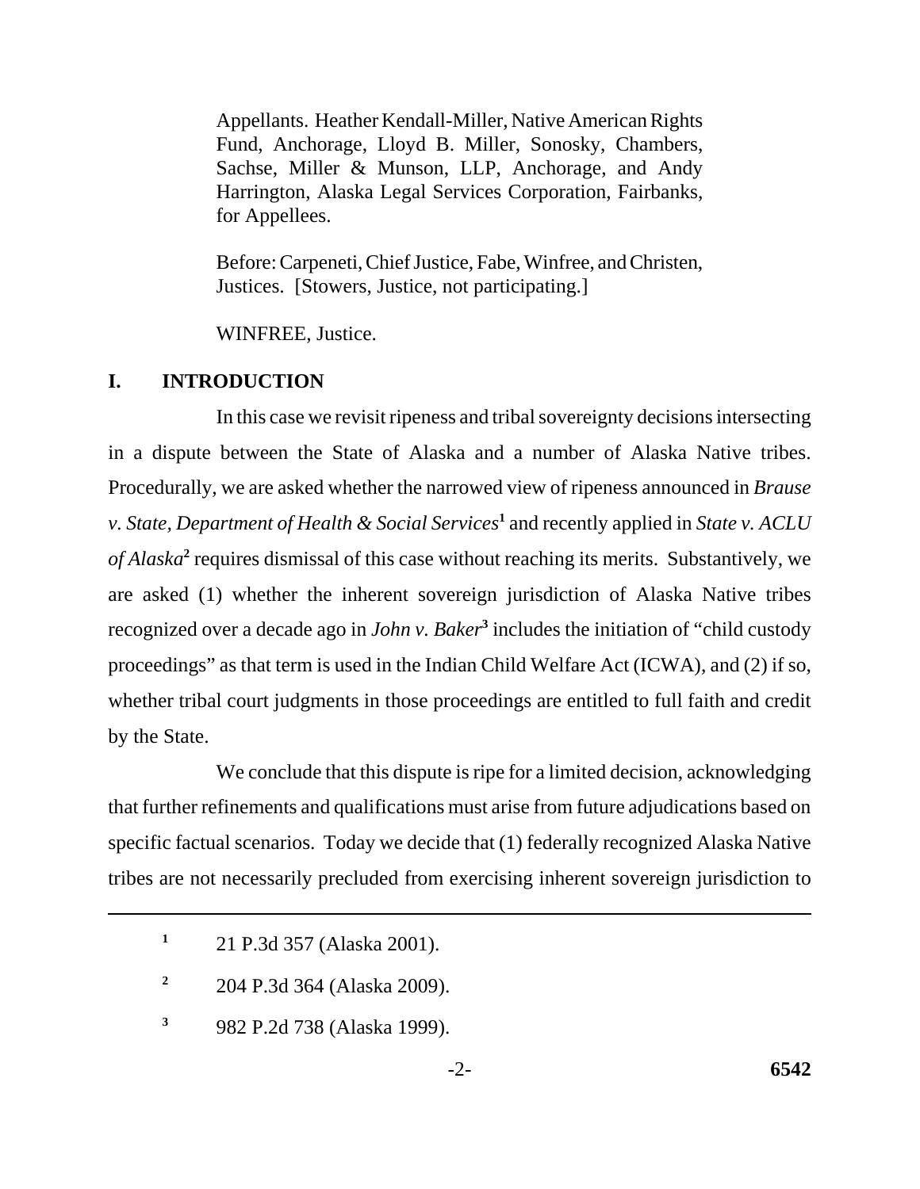Appellants. Heather Kendall-Miller, Native American Rights Fund, Anchorage, Lloyd B. Miller, Sonosky, Chambers, Sachse, Miller & Munson, LLP, Anchorage, and Andy Harrington, Alaska Legal Services Corporation, Fairbanks, for Appellees.

Before: Carpeneti, Chief Justice, Fabe, Winfree, and Christen, Justices. [Stowers, Justice, not participating.]

WINFREE, Justice.

## I. INTRODUCTION

In this case we revisit ripeness and tribal sovereignty decisions intersecting in a dispute between the State of Alaska and a number of Alaska Native tribes. Procedurally, we are asked whether the narrowed view of ripeness announced in *Brause v. State, Department of Health & Social Services*[1] and recently applied in *State v. ACLU of Alaska*[2] requires dismissal of this case without reaching its merits. Substantively, we are asked (1) whether the inherent sovereign jurisdiction of Alaska Native tribes recognized over a decade ago in *John v. Baker*[3] includes the initiation of "child custody proceedings" as that term is used in the Indian Child Welfare Act (ICWA), and (2) if so, whether tribal court judgments in those proceedings are entitled to full faith and credit by the State.

We conclude that this dispute is ripe for a limited decision, acknowledging that further refinements and qualifications must arise from future adjudications based on specific factual scenarios. Today we decide that (1) federally recognized Alaska Native tribes are not necessarily precluded from exercising inherent sovereign jurisdiction to

---

[1] 21 P.3d 357 (Alaska 2001).

[2] 204 P.3d 364 (Alaska 2009).

[3] 982 P.2d 738 (Alaska 1999).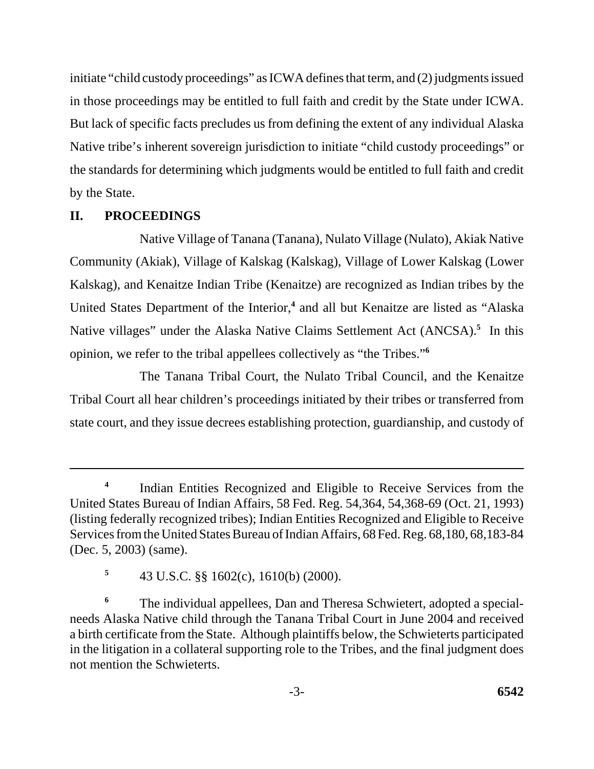initiate "child custody proceedings" as ICWA defines that term, and (2) judgments issued in those proceedings may be entitled to full faith and credit by the State under ICWA. But lack of specific facts precludes us from defining the extent of any individual Alaska Native tribe's inherent sovereign jurisdiction to initiate "child custody proceedings" or the standards for determining which judgments would be entitled to full faith and credit by the State.

## II. PROCEEDINGS

Native Village of Tanana (Tanana), Nulato Village (Nulato), Akiak Native Community (Akiak), Village of Kalskag (Kalskag), Village of Lower Kalskag (Lower Kalskag), and Kenaitze Indian Tribe (Kenaitze) are recognized as Indian tribes by the United States Department of the Interior,[4] and all but Kenaitze are listed as "Alaska Native villages" under the Alaska Native Claims Settlement Act (ANCSA).[5] In this opinion, we refer to the tribal appellees collectively as "the Tribes."[6]

The Tanana Tribal Court, the Nulato Tribal Council, and the Kenaitze Tribal Court all hear children's proceedings initiated by their tribes or transferred from state court, and they issue decrees establishing protection, guardianship, and custody of

---

[4] Indian Entities Recognized and Eligible to Receive Services from the United States Bureau of Indian Affairs, 58 Fed. Reg. 54,364, 54,368-69 (Oct. 21, 1993) (listing federally recognized tribes); Indian Entities Recognized and Eligible to Receive Services from the United States Bureau of Indian Affairs, 68 Fed. Reg. 68,180, 68,183-84 (Dec. 5, 2003) (same).

[5] 43 U.S.C. §§ 1602(c), 1610(b) (2000).

[6] The individual appellees, Dan and Theresa Schwietert, adopted a special-needs Alaska Native child through the Tanana Tribal Court in June 2004 and received a birth certificate from the State. Although plaintiffs below, the Schwieterts participated in the litigation in a collateral supporting role to the Tribes, and the final judgment does not mention the Schwieterts.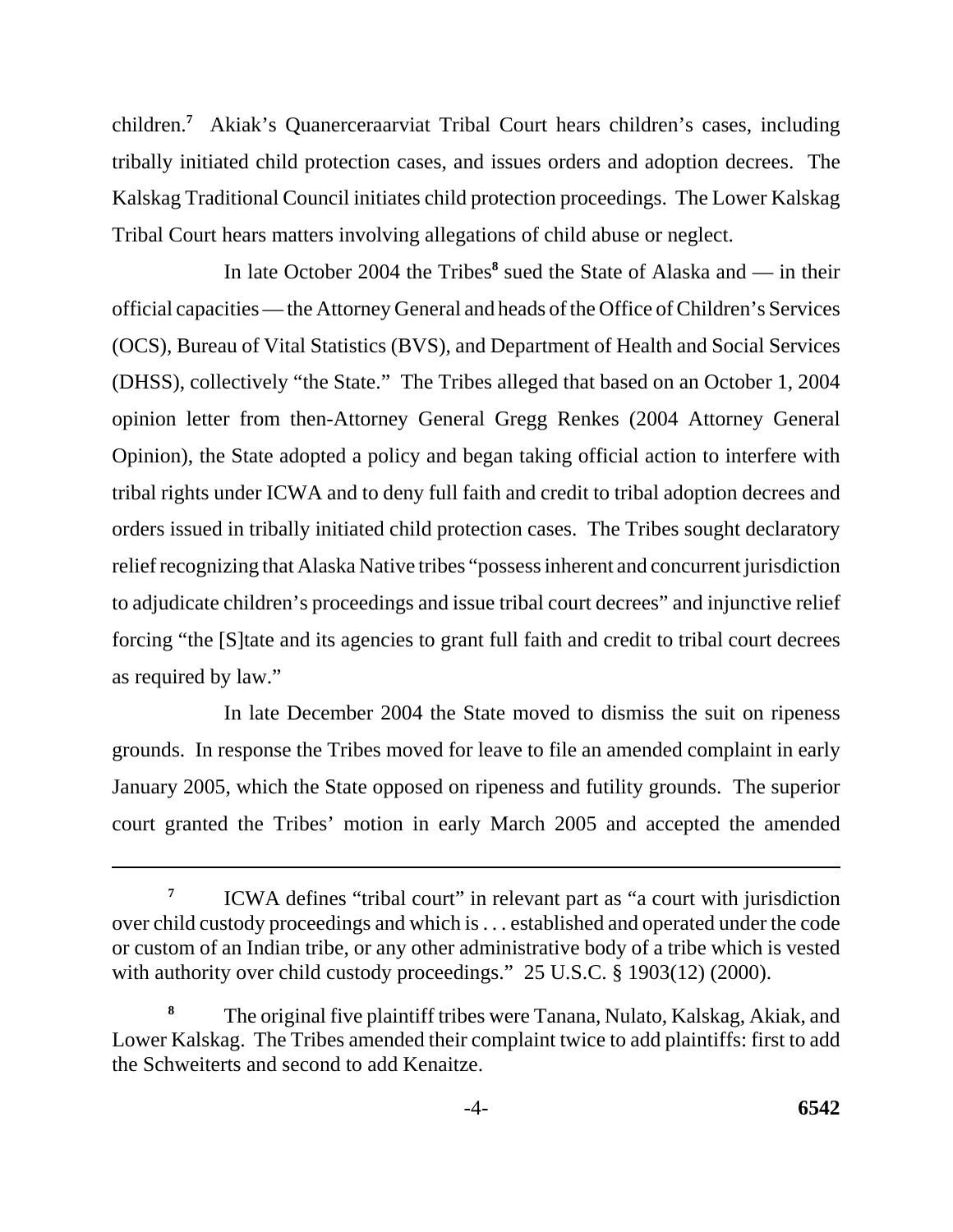children.[7] Akiak's Quanerceraarviat Tribal Court hears children's cases, including tribally initiated child protection cases, and issues orders and adoption decrees. The Kalskag Traditional Council initiates child protection proceedings. The Lower Kalskag Tribal Court hears matters involving allegations of child abuse or neglect.

In late October 2004 the Tribes[8] sued the State of Alaska and — in their official capacities — the Attorney General and heads of the Office of Children's Services (OCS), Bureau of Vital Statistics (BVS), and Department of Health and Social Services (DHSS), collectively "the State." The Tribes alleged that based on an October 1, 2004 opinion letter from then-Attorney General Gregg Renkes (2004 Attorney General Opinion), the State adopted a policy and began taking official action to interfere with tribal rights under ICWA and to deny full faith and credit to tribal adoption decrees and orders issued in tribally initiated child protection cases. The Tribes sought declaratory relief recognizing that Alaska Native tribes "possess inherent and concurrent jurisdiction to adjudicate children's proceedings and issue tribal court decrees" and injunctive relief forcing "the [S]tate and its agencies to grant full faith and credit to tribal court decrees as required by law."

In late December 2004 the State moved to dismiss the suit on ripeness grounds. In response the Tribes moved for leave to file an amended complaint in early January 2005, which the State opposed on ripeness and futility grounds. The superior court granted the Tribes' motion in early March 2005 and accepted the amended

---

[7] ICWA defines "tribal court" in relevant part as "a court with jurisdiction over child custody proceedings and which is . . . established and operated under the code or custom of an Indian tribe, or any other administrative body of a tribe which is vested with authority over child custody proceedings." 25 U.S.C. § 1903(12) (2000).

[8] The original five plaintiff tribes were Tanana, Nulato, Kalskag, Akiak, and Lower Kalskag. The Tribes amended their complaint twice to add plaintiffs: first to add the Schweiterts and second to add Kenaitze.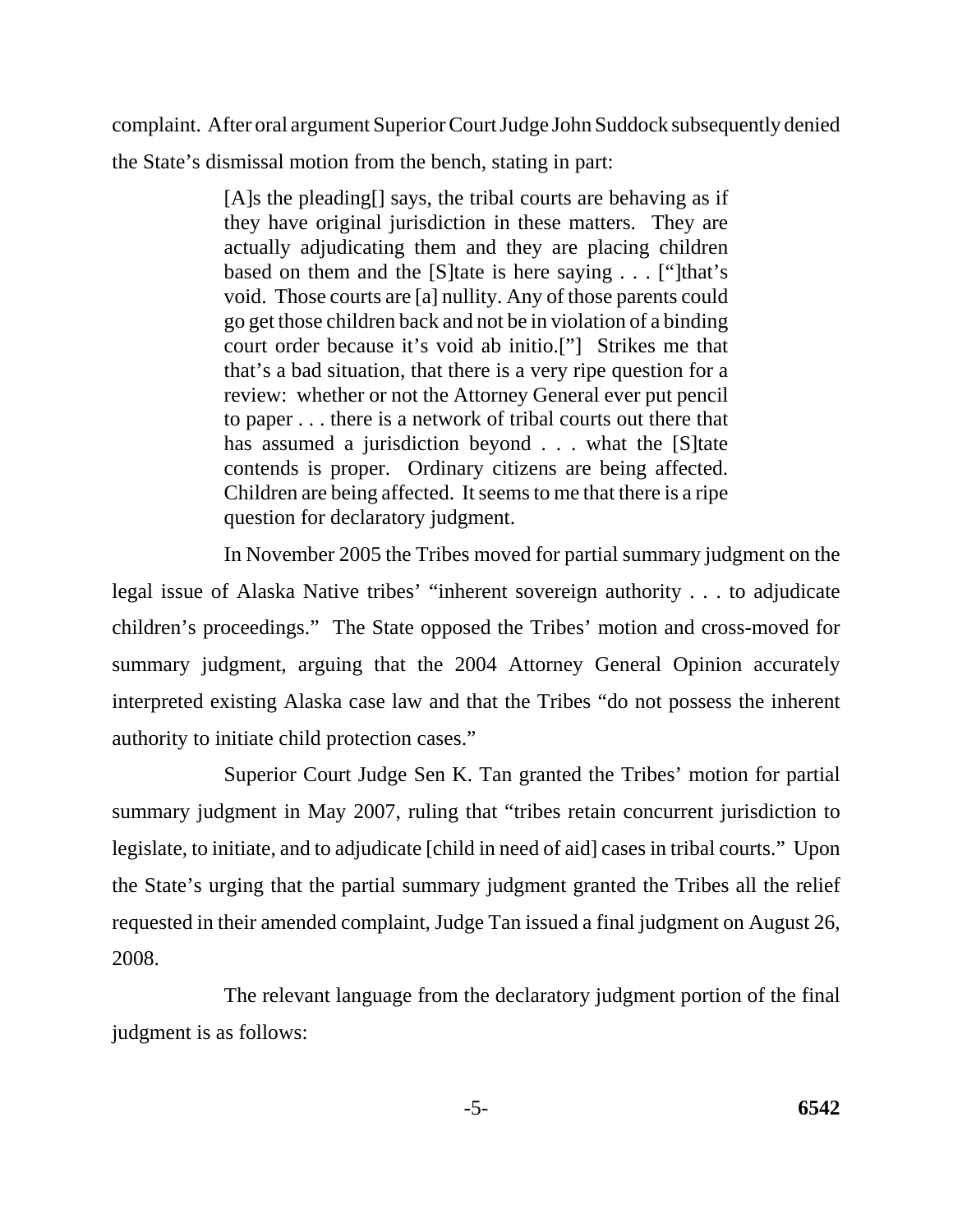complaint. After oral argument Superior Court Judge John Suddock subsequently denied the State's dismissal motion from the bench, stating in part:

> [A]s the pleading[] says, the tribal courts are behaving as if they have original jurisdiction in these matters. They are actually adjudicating them and they are placing children based on them and the [S]tate is here saying . . . ["]that's void. Those courts are [a] nullity. Any of those parents could go get those children back and not be in violation of a binding court order because it's void ab initio.["] Strikes me that that's a bad situation, that there is a very ripe question for a review: whether or not the Attorney General ever put pencil to paper . . . there is a network of tribal courts out there that has assumed a jurisdiction beyond . . . what the [S]tate contends is proper. Ordinary citizens are being affected. Children are being affected. It seems to me that there is a ripe question for declaratory judgment.

In November 2005 the Tribes moved for partial summary judgment on the legal issue of Alaska Native tribes' "inherent sovereign authority . . . to adjudicate children's proceedings." The State opposed the Tribes' motion and cross-moved for summary judgment, arguing that the 2004 Attorney General Opinion accurately interpreted existing Alaska case law and that the Tribes "do not possess the inherent authority to initiate child protection cases."

Superior Court Judge Sen K. Tan granted the Tribes' motion for partial summary judgment in May 2007, ruling that "tribes retain concurrent jurisdiction to legislate, to initiate, and to adjudicate [child in need of aid] cases in tribal courts." Upon the State's urging that the partial summary judgment granted the Tribes all the relief requested in their amended complaint, Judge Tan issued a final judgment on August 26, 2008.

The relevant language from the declaratory judgment portion of the final judgment is as follows: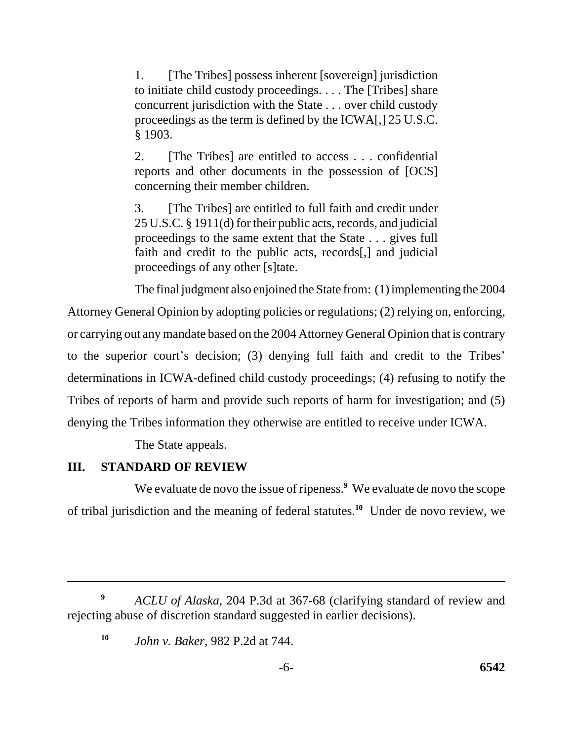> 1. [The Tribes] possess inherent [sovereign] jurisdiction to initiate child custody proceedings. . . . The [Tribes] share concurrent jurisdiction with the State . . . over child custody proceedings as the term is defined by the ICWA[,] 25 U.S.C. § 1903.
>
> 2. [The Tribes] are entitled to access . . . confidential reports and other documents in the possession of [OCS] concerning their member children.
>
> 3. [The Tribes] are entitled to full faith and credit under 25 U.S.C. § 1911(d) for their public acts, records, and judicial proceedings to the same extent that the State . . . gives full faith and credit to the public acts, records[,] and judicial proceedings of any other [s]tate.

The final judgment also enjoined the State from: (1) implementing the 2004 Attorney General Opinion by adopting policies or regulations; (2) relying on, enforcing, or carrying out any mandate based on the 2004 Attorney General Opinion that is contrary to the superior court's decision; (3) denying full faith and credit to the Tribes' determinations in ICWA-defined child custody proceedings; (4) refusing to notify the Tribes of reports of harm and provide such reports of harm for investigation; and (5) denying the Tribes information they otherwise are entitled to receive under ICWA.

The State appeals.

## III. STANDARD OF REVIEW

We evaluate de novo the issue of ripeness.[9] We evaluate de novo the scope of tribal jurisdiction and the meaning of federal statutes.[10] Under de novo review, we

---

[9] *ACLU of Alaska*, 204 P.3d at 367-68 (clarifying standard of review and rejecting abuse of discretion standard suggested in earlier decisions).

[10] *John v. Baker*, 982 P.2d at 744.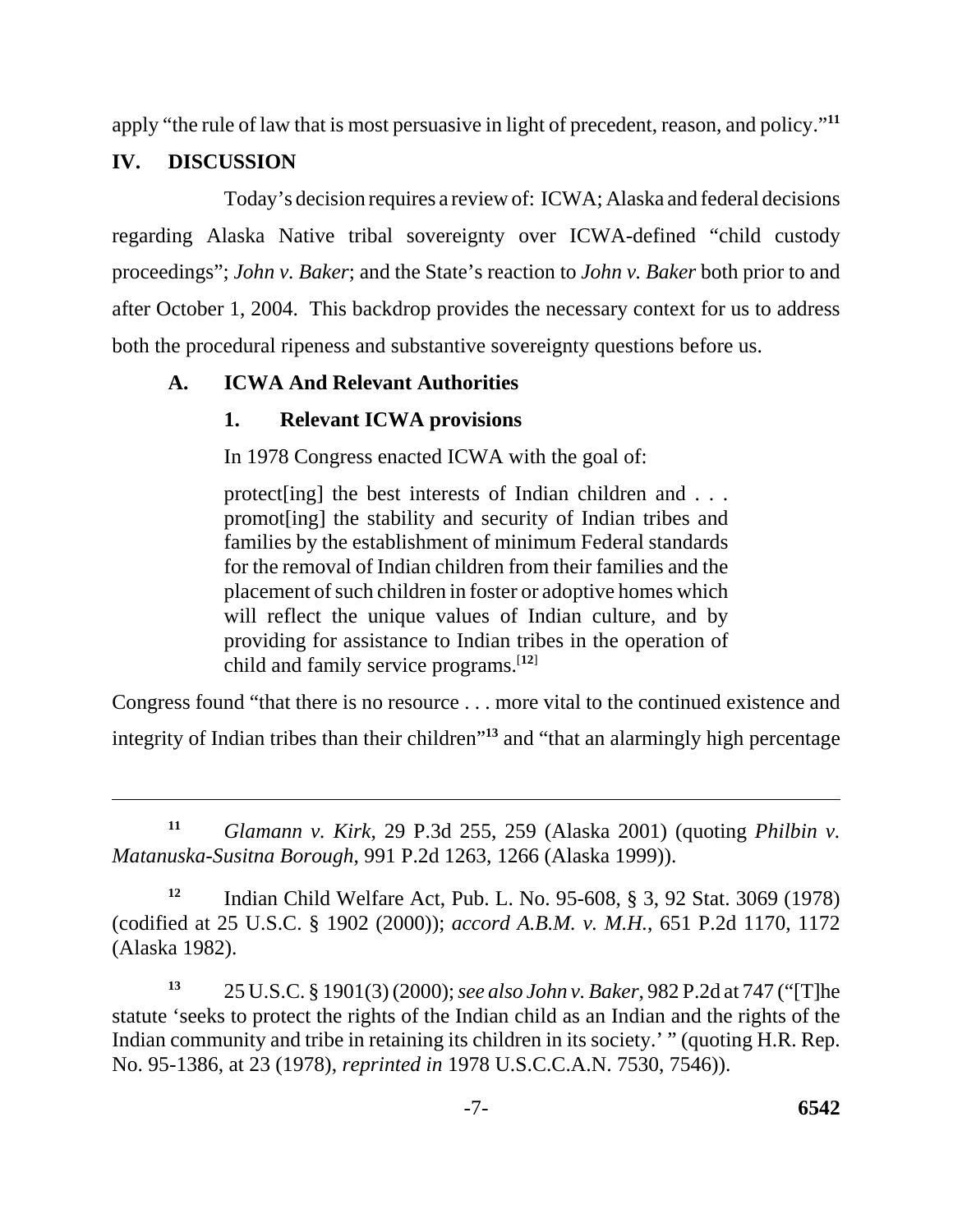apply "the rule of law that is most persuasive in light of precedent, reason, and policy."[11]

## IV. DISCUSSION

Today's decision requires a review of: ICWA; Alaska and federal decisions regarding Alaska Native tribal sovereignty over ICWA-defined "child custody proceedings"; *John v. Baker*; and the State's reaction to *John v. Baker* both prior to and after October 1, 2004. This backdrop provides the necessary context for us to address both the procedural ripeness and substantive sovereignty questions before us.

### A. ICWA And Relevant Authorities

#### 1. Relevant ICWA provisions

In 1978 Congress enacted ICWA with the goal of:

> protect[ing] the best interests of Indian children and . . . promot[ing] the stability and security of Indian tribes and families by the establishment of minimum Federal standards for the removal of Indian children from their families and the placement of such children in foster or adoptive homes which will reflect the unique values of Indian culture, and by providing for assistance to Indian tribes in the operation of child and family service programs.[12]

Congress found "that there is no resource . . . more vital to the continued existence and integrity of Indian tribes than their children"[13] and "that an alarmingly high percentage

---

[11] *Glamann v. Kirk*, 29 P.3d 255, 259 (Alaska 2001) (quoting *Philbin v. Matanuska-Susitna Borough*, 991 P.2d 1263, 1266 (Alaska 1999)).

[12] Indian Child Welfare Act, Pub. L. No. 95-608, § 3, 92 Stat. 3069 (1978) (codified at 25 U.S.C. § 1902 (2000)); *accord A.B.M. v. M.H.*, 651 P.2d 1170, 1172 (Alaska 1982).

[13] 25 U.S.C. § 1901(3) (2000); *see also John v. Baker*, 982 P.2d at 747 ("[T]he statute 'seeks to protect the rights of the Indian child as an Indian and the rights of the Indian community and tribe in retaining its children in its society.' " (quoting H.R. Rep. No. 95-1386, at 23 (1978), *reprinted in* 1978 U.S.C.C.A.N. 7530, 7546)).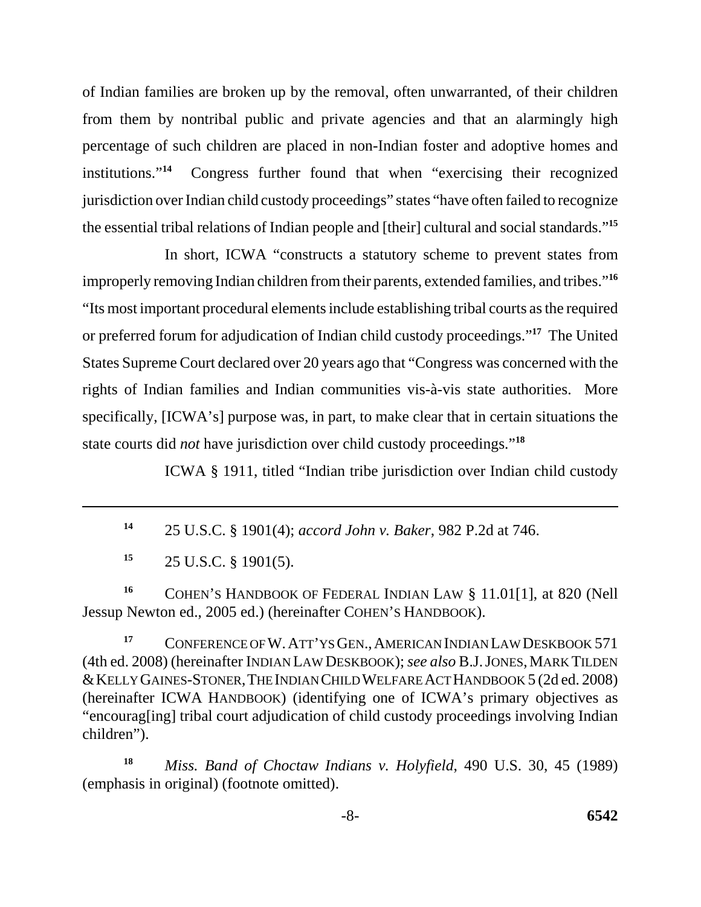of Indian families are broken up by the removal, often unwarranted, of their children from them by nontribal public and private agencies and that an alarmingly high percentage of such children are placed in non-Indian foster and adoptive homes and institutions."[14] Congress further found that when "exercising their recognized jurisdiction over Indian child custody proceedings" states "have often failed to recognize the essential tribal relations of Indian people and [their] cultural and social standards."[15]

In short, ICWA "constructs a statutory scheme to prevent states from improperly removing Indian children from their parents, extended families, and tribes."[16] "Its most important procedural elements include establishing tribal courts as the required or preferred forum for adjudication of Indian child custody proceedings."[17] The United States Supreme Court declared over 20 years ago that "Congress was concerned with the rights of Indian families and Indian communities vis-à-vis state authorities. More specifically, [ICWA's] purpose was, in part, to make clear that in certain situations the state courts did *not* have jurisdiction over child custody proceedings."[18]

ICWA § 1911, titled "Indian tribe jurisdiction over Indian child custody

---

[14] 25 U.S.C. § 1901(4); *accord John v. Baker*, 982 P.2d at 746.

[15] 25 U.S.C. § 1901(5).

[16] COHEN'S HANDBOOK OF FEDERAL INDIAN LAW § 11.01[1], at 820 (Nell Jessup Newton ed., 2005 ed.) (hereinafter COHEN'S HANDBOOK).

[17] CONFERENCE OF W. ATT'YS GEN., AMERICAN INDIAN LAW DESKBOOK 571 (4th ed. 2008) (hereinafter INDIAN LAW DESKBOOK); *see also* B.J. JONES, MARK TILDEN & KELLY GAINES-STONER, THE INDIAN CHILD WELFARE ACT HANDBOOK 5 (2d ed. 2008) (hereinafter ICWA HANDBOOK) (identifying one of ICWA's primary objectives as "encourag[ing] tribal court adjudication of child custody proceedings involving Indian children").

[18] *Miss. Band of Choctaw Indians v. Holyfield*, 490 U.S. 30, 45 (1989) (emphasis in original) (footnote omitted).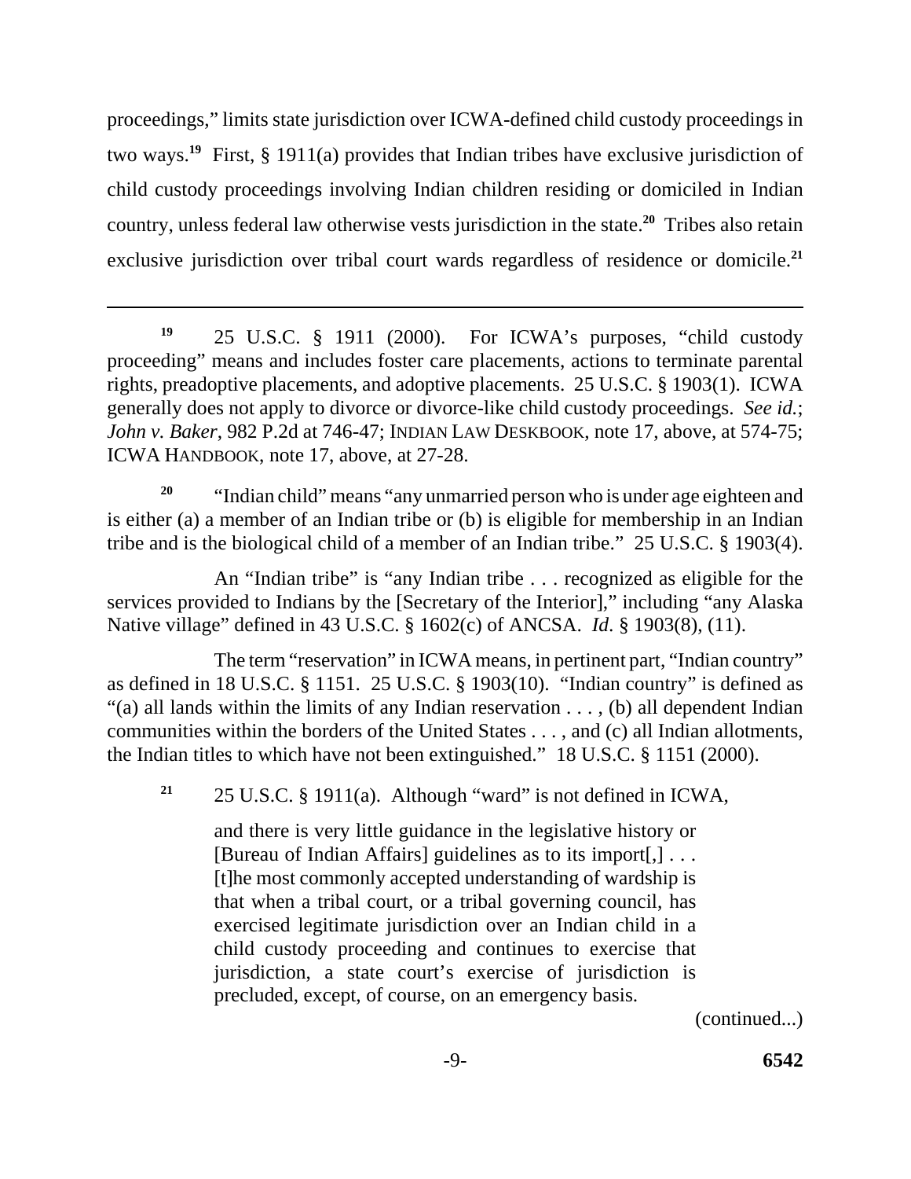proceedings," limits state jurisdiction over ICWA-defined child custody proceedings in two ways.[19] First, § 1911(a) provides that Indian tribes have exclusive jurisdiction of child custody proceedings involving Indian children residing or domiciled in Indian country, unless federal law otherwise vests jurisdiction in the state.[20] Tribes also retain exclusive jurisdiction over tribal court wards regardless of residence or domicile.[21]

---

[19] 25 U.S.C. § 1911 (2000). For ICWA's purposes, "child custody proceeding" means and includes foster care placements, actions to terminate parental rights, preadoptive placements, and adoptive placements. 25 U.S.C. § 1903(1). ICWA generally does not apply to divorce or divorce-like child custody proceedings. *See id.*; *John v. Baker*, 982 P.2d at 746-47; INDIAN LAW DESKBOOK, note 17, above, at 574-75; ICWA HANDBOOK, note 17, above, at 27-28.

[20] "Indian child" means "any unmarried person who is under age eighteen and is either (a) a member of an Indian tribe or (b) is eligible for membership in an Indian tribe and is the biological child of a member of an Indian tribe." 25 U.S.C. § 1903(4).

An "Indian tribe" is "any Indian tribe . . . recognized as eligible for the services provided to Indians by the [Secretary of the Interior]," including "any Alaska Native village" defined in 43 U.S.C. § 1602(c) of ANCSA. *Id.* § 1903(8), (11).

The term "reservation" in ICWA means, in pertinent part, "Indian country" as defined in 18 U.S.C. § 1151. 25 U.S.C. § 1903(10). "Indian country" is defined as "(a) all lands within the limits of any Indian reservation . . . , (b) all dependent Indian communities within the borders of the United States . . . , and (c) all Indian allotments, the Indian titles to which have not been extinguished." 18 U.S.C. § 1151 (2000).

[21] 25 U.S.C. § 1911(a). Although "ward" is not defined in ICWA,

> and there is very little guidance in the legislative history or [Bureau of Indian Affairs] guidelines as to its import[,] . . . [t]he most commonly accepted understanding of wardship is that when a tribal court, or a tribal governing council, has exercised legitimate jurisdiction over an Indian child in a child custody proceeding and continues to exercise that jurisdiction, a state court's exercise of jurisdiction is precluded, except, of course, on an emergency basis.

(continued...)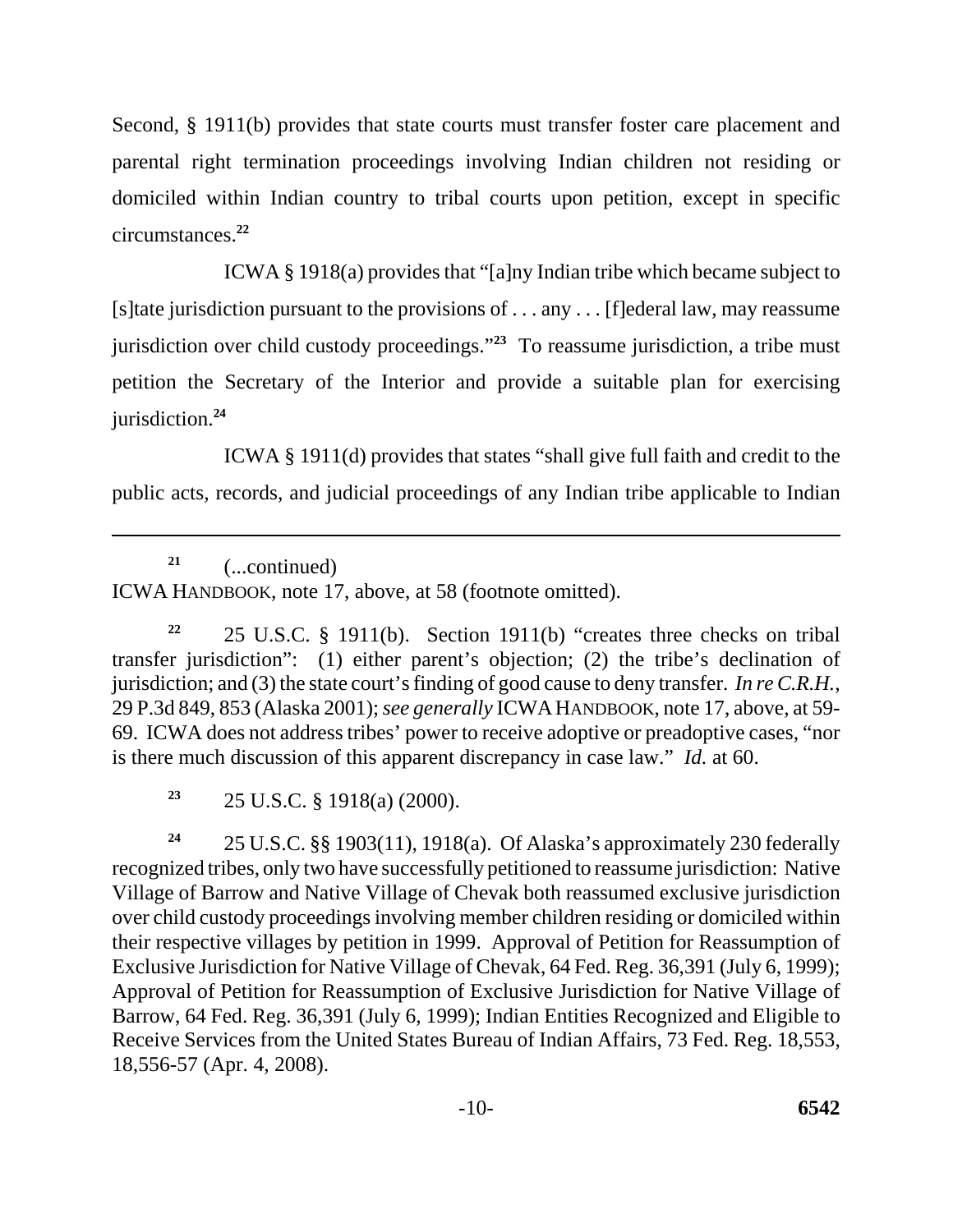Second, § 1911(b) provides that state courts must transfer foster care placement and parental right termination proceedings involving Indian children not residing or domiciled within Indian country to tribal courts upon petition, except in specific circumstances.[22]

ICWA § 1918(a) provides that "[a]ny Indian tribe which became subject to [s]tate jurisdiction pursuant to the provisions of . . . any . . . [f]ederal law, may reassume jurisdiction over child custody proceedings."[23] To reassume jurisdiction, a tribe must petition the Secretary of the Interior and provide a suitable plan for exercising jurisdiction.[24]

ICWA § 1911(d) provides that states "shall give full faith and credit to the public acts, records, and judicial proceedings of any Indian tribe applicable to Indian

---

[21] (...continued)
ICWA HANDBOOK, note 17, above, at 58 (footnote omitted).

[22] 25 U.S.C. § 1911(b). Section 1911(b) "creates three checks on tribal transfer jurisdiction": (1) either parent's objection; (2) the tribe's declination of jurisdiction; and (3) the state court's finding of good cause to deny transfer. *In re C.R.H.*, 29 P.3d 849, 853 (Alaska 2001); *see generally* ICWA HANDBOOK, note 17, above, at 59-69. ICWA does not address tribes' power to receive adoptive or preadoptive cases, "nor is there much discussion of this apparent discrepancy in case law." *Id.* at 60.

[23] 25 U.S.C. § 1918(a) (2000).

[24] 25 U.S.C. §§ 1903(11), 1918(a). Of Alaska's approximately 230 federally recognized tribes, only two have successfully petitioned to reassume jurisdiction: Native Village of Barrow and Native Village of Chevak both reassumed exclusive jurisdiction over child custody proceedings involving member children residing or domiciled within their respective villages by petition in 1999. Approval of Petition for Reassumption of Exclusive Jurisdiction for Native Village of Chevak, 64 Fed. Reg. 36,391 (July 6, 1999); Approval of Petition for Reassumption of Exclusive Jurisdiction for Native Village of Barrow, 64 Fed. Reg. 36,391 (July 6, 1999); Indian Entities Recognized and Eligible to Receive Services from the United States Bureau of Indian Affairs, 73 Fed. Reg. 18,553, 18,556-57 (Apr. 4, 2008).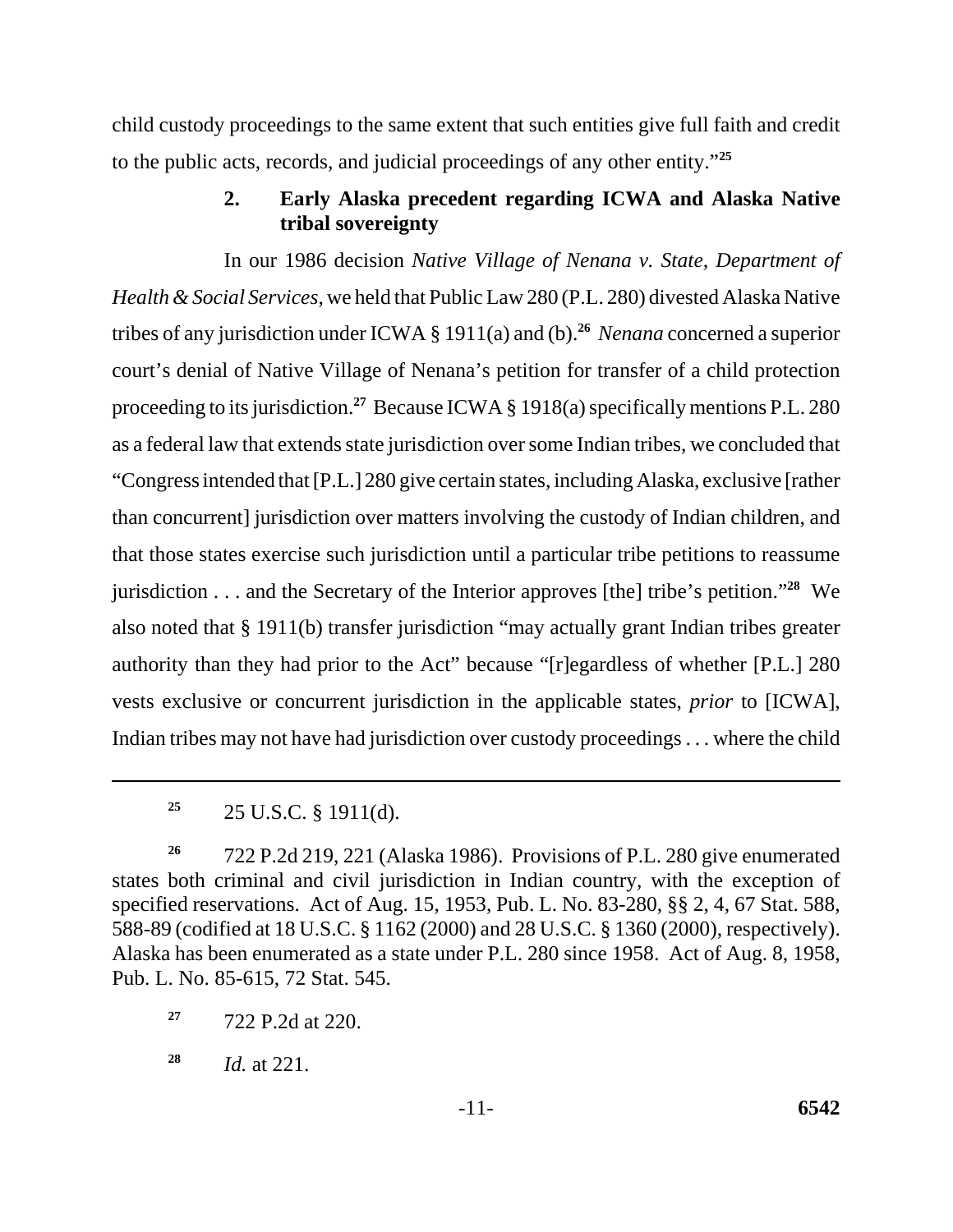child custody proceedings to the same extent that such entities give full faith and credit to the public acts, records, and judicial proceedings of any other entity."[25]

### 2. Early Alaska precedent regarding ICWA and Alaska Native tribal sovereignty

In our 1986 decision *Native Village of Nenana v. State, Department of Health & Social Services*, we held that Public Law 280 (P.L. 280) divested Alaska Native tribes of any jurisdiction under ICWA § 1911(a) and (b).[26] *Nenana* concerned a superior court's denial of Native Village of Nenana's petition for transfer of a child protection proceeding to its jurisdiction.[27] Because ICWA § 1918(a) specifically mentions P.L. 280 as a federal law that extends state jurisdiction over some Indian tribes, we concluded that "Congress intended that [P.L.] 280 give certain states, including Alaska, exclusive [rather than concurrent] jurisdiction over matters involving the custody of Indian children, and that those states exercise such jurisdiction until a particular tribe petitions to reassume jurisdiction . . . and the Secretary of the Interior approves [the] tribe's petition."[28] We also noted that § 1911(b) transfer jurisdiction "may actually grant Indian tribes greater authority than they had prior to the Act" because "[r]egardless of whether [P.L.] 280 vests exclusive or concurrent jurisdiction in the applicable states, *prior* to [ICWA], Indian tribes may not have had jurisdiction over custody proceedings . . . where the child

---

[25] 25 U.S.C. § 1911(d).

[26] 722 P.2d 219, 221 (Alaska 1986). Provisions of P.L. 280 give enumerated states both criminal and civil jurisdiction in Indian country, with the exception of specified reservations. Act of Aug. 15, 1953, Pub. L. No. 83-280, §§ 2, 4, 67 Stat. 588, 588-89 (codified at 18 U.S.C. § 1162 (2000) and 28 U.S.C. § 1360 (2000), respectively). Alaska has been enumerated as a state under P.L. 280 since 1958. Act of Aug. 8, 1958, Pub. L. No. 85-615, 72 Stat. 545.

[27] 722 P.2d at 220.

[28] *Id.* at 221.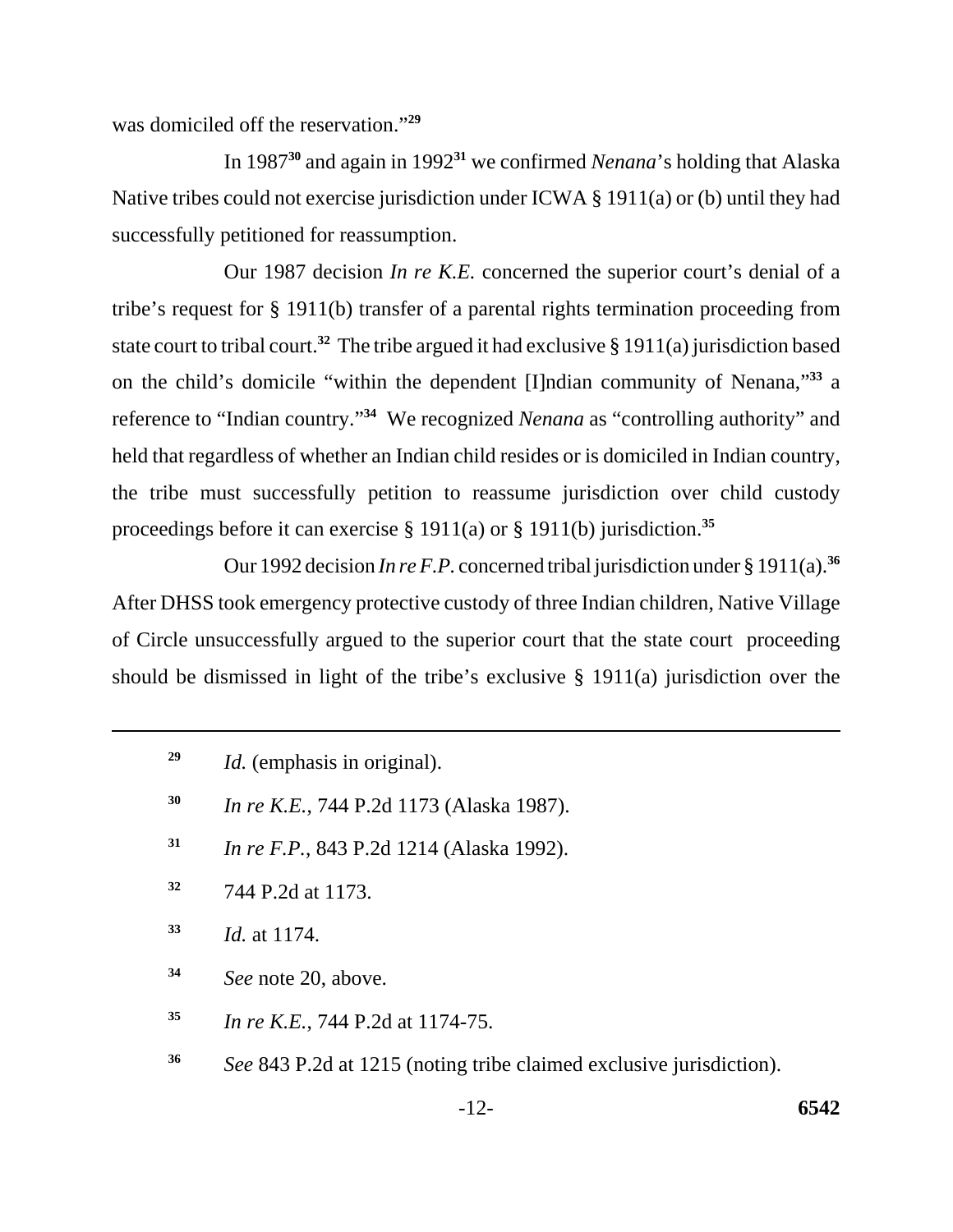was domiciled off the reservation."[29]

In 1987[30] and again in 1992[31] we confirmed *Nenana*'s holding that Alaska Native tribes could not exercise jurisdiction under ICWA § 1911(a) or (b) until they had successfully petitioned for reassumption.

Our 1987 decision *In re K.E.* concerned the superior court's denial of a tribe's request for § 1911(b) transfer of a parental rights termination proceeding from state court to tribal court.[32] The tribe argued it had exclusive § 1911(a) jurisdiction based on the child's domicile "within the dependent [I]ndian community of Nenana,"[33] a reference to "Indian country."[34] We recognized *Nenana* as "controlling authority" and held that regardless of whether an Indian child resides or is domiciled in Indian country, the tribe must successfully petition to reassume jurisdiction over child custody proceedings before it can exercise § 1911(a) or § 1911(b) jurisdiction.[35]

Our 1992 decision *In re F.P.* concerned tribal jurisdiction under § 1911(a).[36] After DHSS took emergency protective custody of three Indian children, Native Village of Circle unsuccessfully argued to the superior court that the state court proceeding should be dismissed in light of the tribe's exclusive § 1911(a) jurisdiction over the

---

[29] *Id.* (emphasis in original).

[30] *In re K.E.*, 744 P.2d 1173 (Alaska 1987).

[31] *In re F.P.*, 843 P.2d 1214 (Alaska 1992).

[32] 744 P.2d at 1173.

[33] *Id.* at 1174.

[34] *See* note 20, above.

[35] *In re K.E.*, 744 P.2d at 1174-75.

[36] *See* 843 P.2d at 1215 (noting tribe claimed exclusive jurisdiction).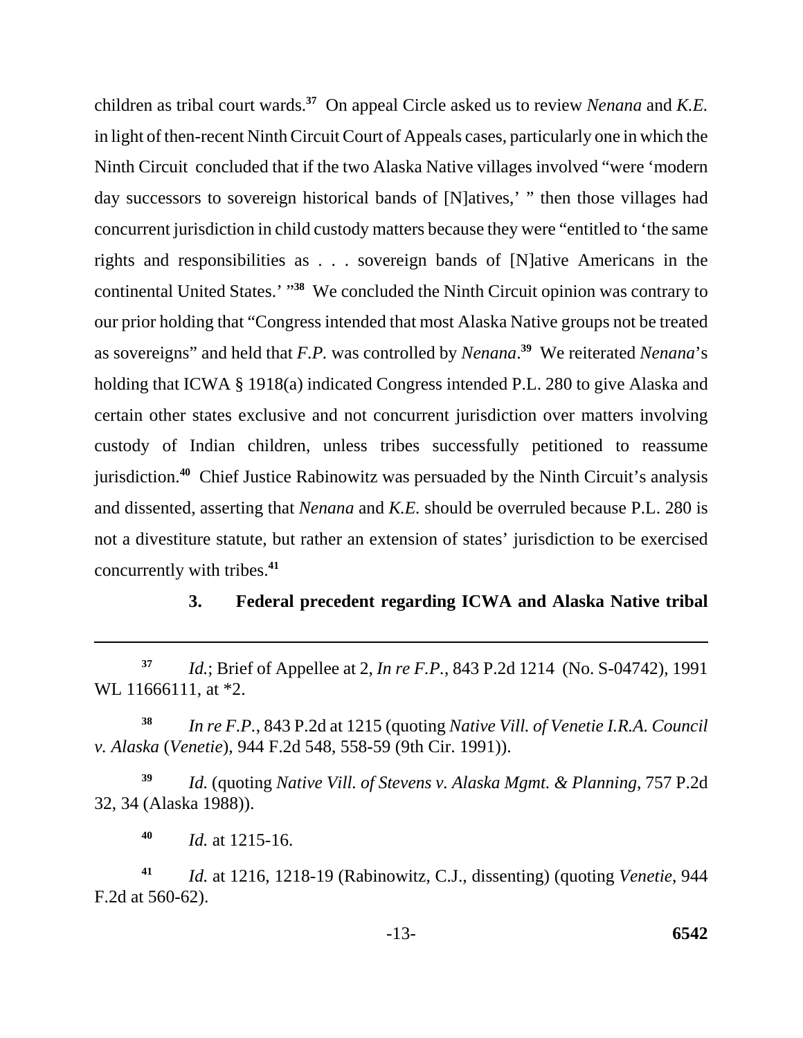children as tribal court wards.[37] On appeal Circle asked us to review *Nenana* and *K.E.* in light of then-recent Ninth Circuit Court of Appeals cases, particularly one in which the Ninth Circuit concluded that if the two Alaska Native villages involved "were 'modern day successors to sovereign historical bands of [N]atives,' " then those villages had concurrent jurisdiction in child custody matters because they were "entitled to 'the same rights and responsibilities as . . . sovereign bands of [N]ative Americans in the continental United States.' "[38] We concluded the Ninth Circuit opinion was contrary to our prior holding that "Congress intended that most Alaska Native groups not be treated as sovereigns" and held that *F.P.* was controlled by *Nenana*.[39] We reiterated *Nenana*'s holding that ICWA § 1918(a) indicated Congress intended P.L. 280 to give Alaska and certain other states exclusive and not concurrent jurisdiction over matters involving custody of Indian children, unless tribes successfully petitioned to reassume jurisdiction.[40] Chief Justice Rabinowitz was persuaded by the Ninth Circuit's analysis and dissented, asserting that *Nenana* and *K.E.* should be overruled because P.L. 280 is not a divestiture statute, but rather an extension of states' jurisdiction to be exercised concurrently with tribes.[41]

### 3. Federal precedent regarding ICWA and Alaska Native tribal

---

[37] *Id.*; Brief of Appellee at 2, *In re F.P.*, 843 P.2d 1214 (No. S-04742), 1991 WL 11666111, at *2.

[38] *In re F.P.*, 843 P.2d at 1215 (quoting *Native Vill. of Venetie I.R.A. Council v. Alaska* (*Venetie*), 944 F.2d 548, 558-59 (9th Cir. 1991)).

[39] *Id.* (quoting *Native Vill. of Stevens v. Alaska Mgmt. & Planning*, 757 P.2d 32, 34 (Alaska 1988)).

[40] *Id.* at 1215-16.

[41] *Id.* at 1216, 1218-19 (Rabinowitz, C.J., dissenting) (quoting *Venetie*, 944 F.2d at 560-62).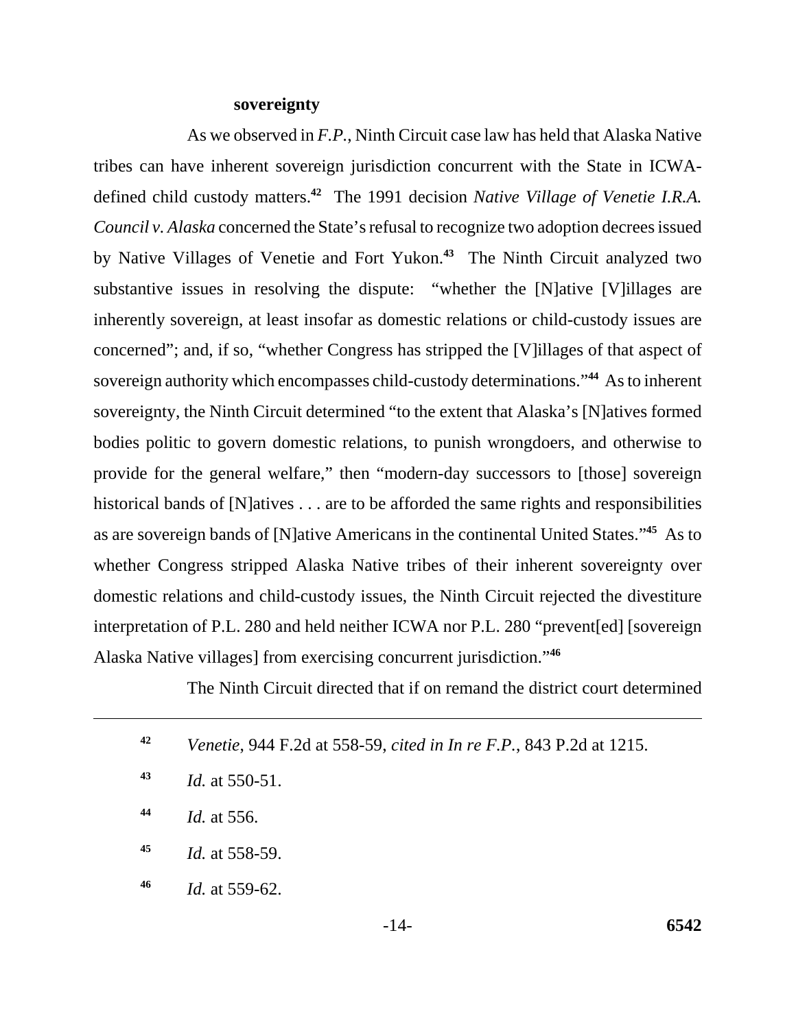**sovereignty**

As we observed in *F.P.*, Ninth Circuit case law has held that Alaska Native tribes can have inherent sovereign jurisdiction concurrent with the State in ICWA-defined child custody matters.[42] The 1991 decision *Native Village of Venetie I.R.A. Council v. Alaska* concerned the State's refusal to recognize two adoption decrees issued by Native Villages of Venetie and Fort Yukon.[43] The Ninth Circuit analyzed two substantive issues in resolving the dispute: "whether the [N]ative [V]illages are inherently sovereign, at least insofar as domestic relations or child-custody issues are concerned"; and, if so, "whether Congress has stripped the [V]illages of that aspect of sovereign authority which encompasses child-custody determinations."[44] As to inherent sovereignty, the Ninth Circuit determined "to the extent that Alaska's [N]atives formed bodies politic to govern domestic relations, to punish wrongdoers, and otherwise to provide for the general welfare," then "modern-day successors to [those] sovereign historical bands of [N]atives . . . are to be afforded the same rights and responsibilities as are sovereign bands of [N]ative Americans in the continental United States."[45] As to whether Congress stripped Alaska Native tribes of their inherent sovereignty over domestic relations and child-custody issues, the Ninth Circuit rejected the divestiture interpretation of P.L. 280 and held neither ICWA nor P.L. 280 "prevent[ed] [sovereign Alaska Native villages] from exercising concurrent jurisdiction."[46]

The Ninth Circuit directed that if on remand the district court determined

---

[42] *Venetie*, 944 F.2d at 558-59, *cited in In re F.P.*, 843 P.2d at 1215.

[43] *Id.* at 550-51.

[44] *Id.* at 556.

[45] *Id.* at 558-59.

[46] *Id.* at 559-62.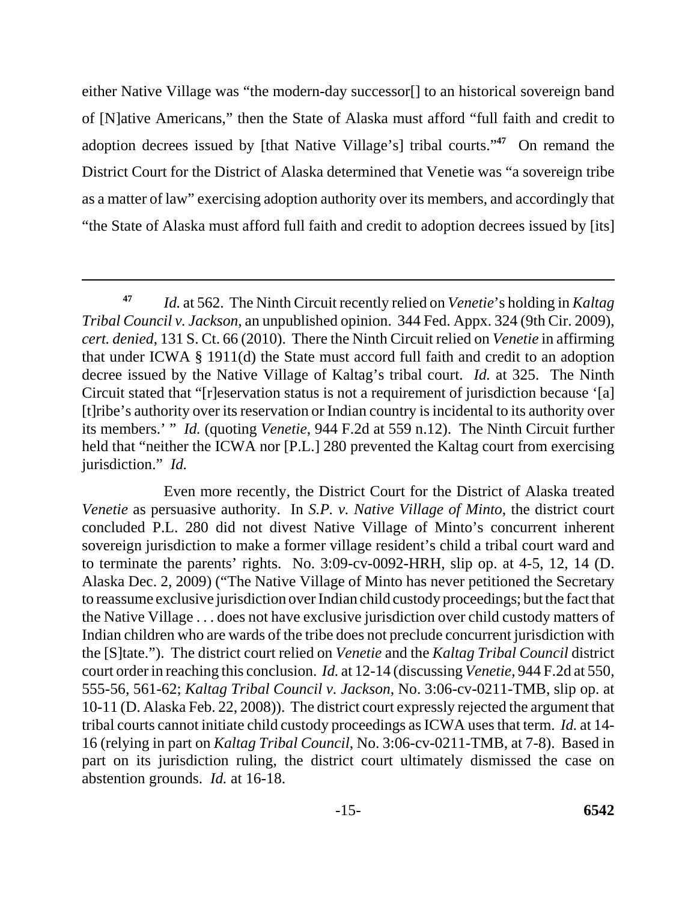either Native Village was "the modern-day successor[] to an historical sovereign band of [N]ative Americans," then the State of Alaska must afford "full faith and credit to adoption decrees issued by [that Native Village's] tribal courts."[47] On remand the District Court for the District of Alaska determined that Venetie was "a sovereign tribe as a matter of law" exercising adoption authority over its members, and accordingly that "the State of Alaska must afford full faith and credit to adoption decrees issued by [its]

---

[47] *Id.* at 562. The Ninth Circuit recently relied on *Venetie*'s holding in *Kaltag Tribal Council v. Jackson*, an unpublished opinion. 344 Fed. Appx. 324 (9th Cir. 2009), *cert. denied*, 131 S. Ct. 66 (2010). There the Ninth Circuit relied on *Venetie* in affirming that under ICWA § 1911(d) the State must accord full faith and credit to an adoption decree issued by the Native Village of Kaltag's tribal court. *Id.* at 325. The Ninth Circuit stated that "[r]eservation status is not a requirement of jurisdiction because '[a] [t]ribe's authority over its reservation or Indian country is incidental to its authority over its members.' " *Id.* (quoting *Venetie*, 944 F.2d at 559 n.12). The Ninth Circuit further held that "neither the ICWA nor [P.L.] 280 prevented the Kaltag court from exercising jurisdiction." *Id.*

Even more recently, the District Court for the District of Alaska treated *Venetie* as persuasive authority. In *S.P. v. Native Village of Minto*, the district court concluded P.L. 280 did not divest Native Village of Minto's concurrent inherent sovereign jurisdiction to make a former village resident's child a tribal court ward and to terminate the parents' rights. No. 3:09-cv-0092-HRH, slip op. at 4-5, 12, 14 (D. Alaska Dec. 2, 2009) ("The Native Village of Minto has never petitioned the Secretary to reassume exclusive jurisdiction over Indian child custody proceedings; but the fact that the Native Village . . . does not have exclusive jurisdiction over child custody matters of Indian children who are wards of the tribe does not preclude concurrent jurisdiction with the [S]tate."). The district court relied on *Venetie* and the *Kaltag Tribal Council* district court order in reaching this conclusion. *Id.* at 12-14 (discussing *Venetie*, 944 F.2d at 550, 555-56, 561-62; *Kaltag Tribal Council v. Jackson*, No. 3:06-cv-0211-TMB, slip op. at 10-11 (D. Alaska Feb. 22, 2008)). The district court expressly rejected the argument that tribal courts cannot initiate child custody proceedings as ICWA uses that term. *Id.* at 14-16 (relying in part on *Kaltag Tribal Council*, No. 3:06-cv-0211-TMB, at 7-8). Based in part on its jurisdiction ruling, the district court ultimately dismissed the case on abstention grounds. *Id.* at 16-18.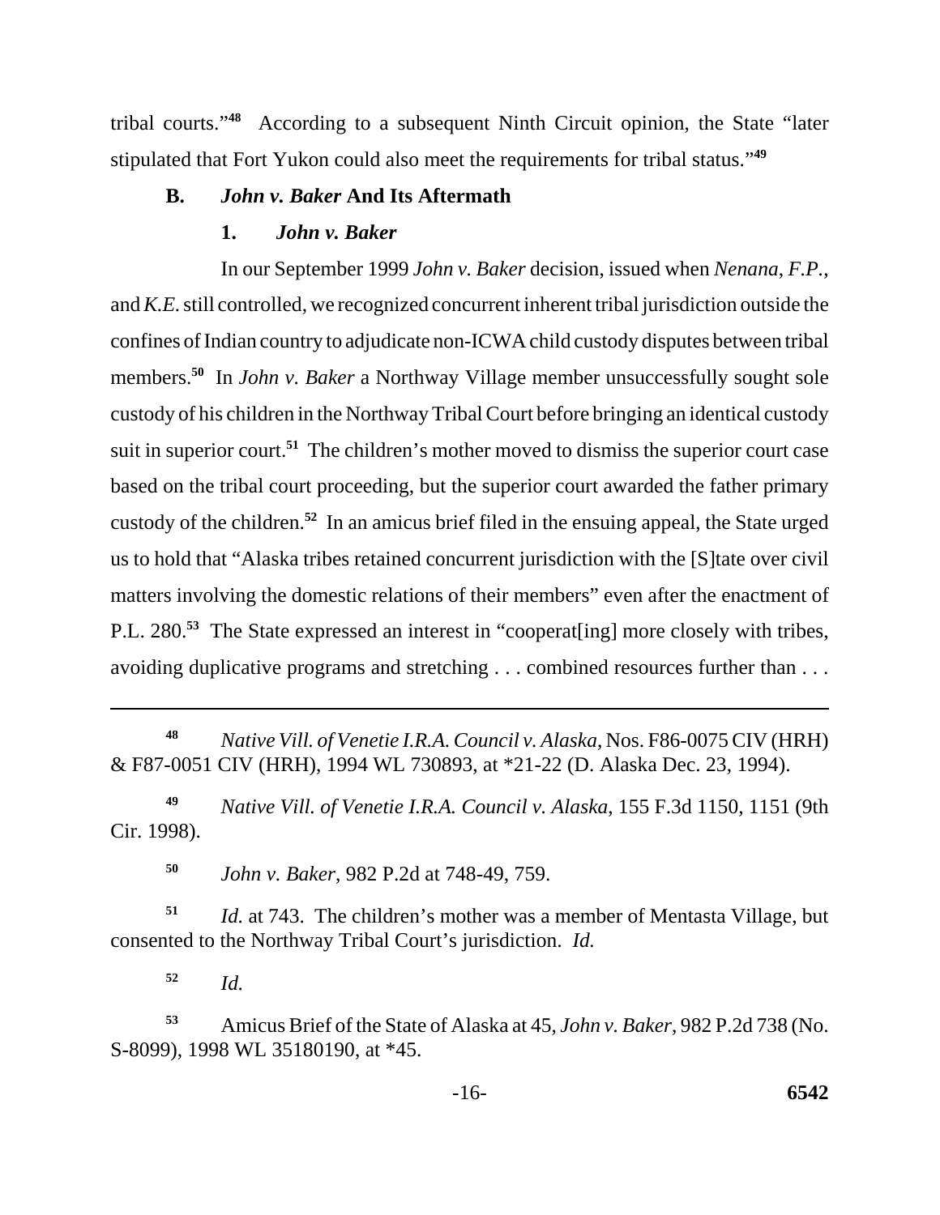tribal courts."[48] According to a subsequent Ninth Circuit opinion, the State "later stipulated that Fort Yukon could also meet the requirements for tribal status."[49]

## B. *John v. Baker* And Its Aftermath

### 1. *John v. Baker*

In our September 1999 *John v. Baker* decision, issued when *Nenana*, *F.P.*, and *K.E.* still controlled, we recognized concurrent inherent tribal jurisdiction outside the confines of Indian country to adjudicate non-ICWA child custody disputes between tribal members.[50] In *John v. Baker* a Northway Village member unsuccessfully sought sole custody of his children in the Northway Tribal Court before bringing an identical custody suit in superior court.[51] The children's mother moved to dismiss the superior court case based on the tribal court proceeding, but the superior court awarded the father primary custody of the children.[52] In an amicus brief filed in the ensuing appeal, the State urged us to hold that "Alaska tribes retained concurrent jurisdiction with the [S]tate over civil matters involving the domestic relations of their members" even after the enactment of P.L. 280.[53] The State expressed an interest in "cooperat[ing] more closely with tribes, avoiding duplicative programs and stretching . . . combined resources further than . . .

---

[48] *Native Vill. of Venetie I.R.A. Council v. Alaska*, Nos. F86-0075 CIV (HRH) & F87-0051 CIV (HRH), 1994 WL 730893, at *21-22 (D. Alaska Dec. 23, 1994).

[49] *Native Vill. of Venetie I.R.A. Council v. Alaska*, 155 F.3d 1150, 1151 (9th Cir. 1998).

[50] *John v. Baker*, 982 P.2d at 748-49, 759.

[51] *Id.* at 743. The children's mother was a member of Mentasta Village, but consented to the Northway Tribal Court's jurisdiction. *Id.*

[52] *Id.*

[53] Amicus Brief of the State of Alaska at 45, *John v. Baker*, 982 P.2d 738 (No. S-8099), 1998 WL 35180190, at *45.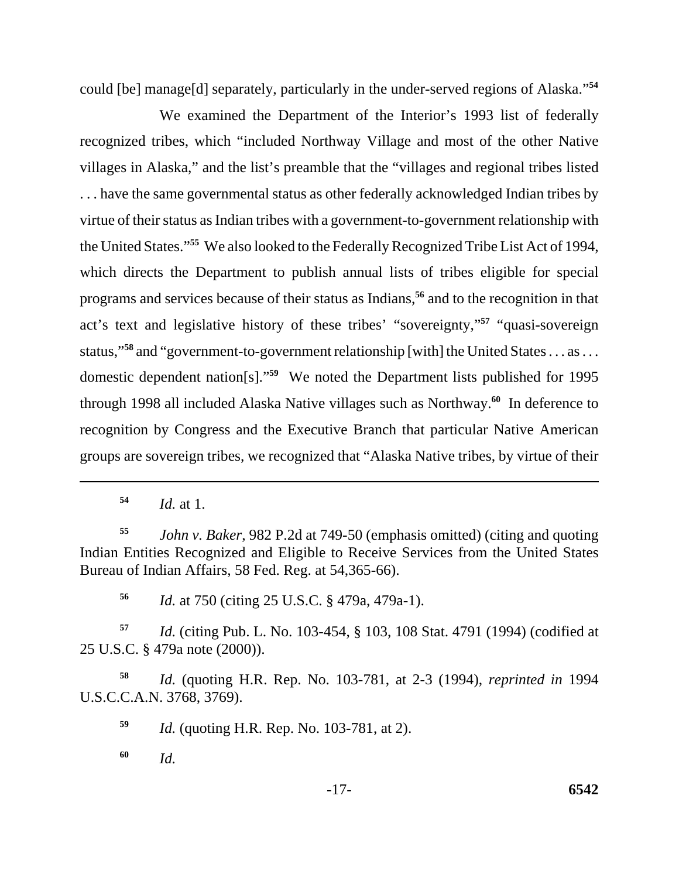could [be] manage[d] separately, particularly in the under-served regions of Alaska."[54]

We examined the Department of the Interior's 1993 list of federally recognized tribes, which "included Northway Village and most of the other Native villages in Alaska," and the list's preamble that the "villages and regional tribes listed . . . have the same governmental status as other federally acknowledged Indian tribes by virtue of their status as Indian tribes with a government-to-government relationship with the United States."[55] We also looked to the Federally Recognized Tribe List Act of 1994, which directs the Department to publish annual lists of tribes eligible for special programs and services because of their status as Indians,[56] and to the recognition in that act's text and legislative history of these tribes' "sovereignty,"[57] "quasi-sovereign status,"[58] and "government-to-government relationship [with] the United States . . . as . . . domestic dependent nation[s]."[59] We noted the Department lists published for 1995 through 1998 all included Alaska Native villages such as Northway.[60] In deference to recognition by Congress and the Executive Branch that particular Native American groups are sovereign tribes, we recognized that "Alaska Native tribes, by virtue of their

---

[54] *Id.* at 1.

[55] *John v. Baker*, 982 P.2d at 749-50 (emphasis omitted) (citing and quoting Indian Entities Recognized and Eligible to Receive Services from the United States Bureau of Indian Affairs, 58 Fed. Reg. at 54,365-66).

[56] *Id.* at 750 (citing 25 U.S.C. § 479a, 479a-1).

[57] *Id.* (citing Pub. L. No. 103-454, § 103, 108 Stat. 4791 (1994) (codified at 25 U.S.C. § 479a note (2000)).

[58] *Id.* (quoting H.R. Rep. No. 103-781, at 2-3 (1994), *reprinted in* 1994 U.S.C.C.A.N. 3768, 3769).

[59] *Id.* (quoting H.R. Rep. No. 103-781, at 2).

[60] *Id.*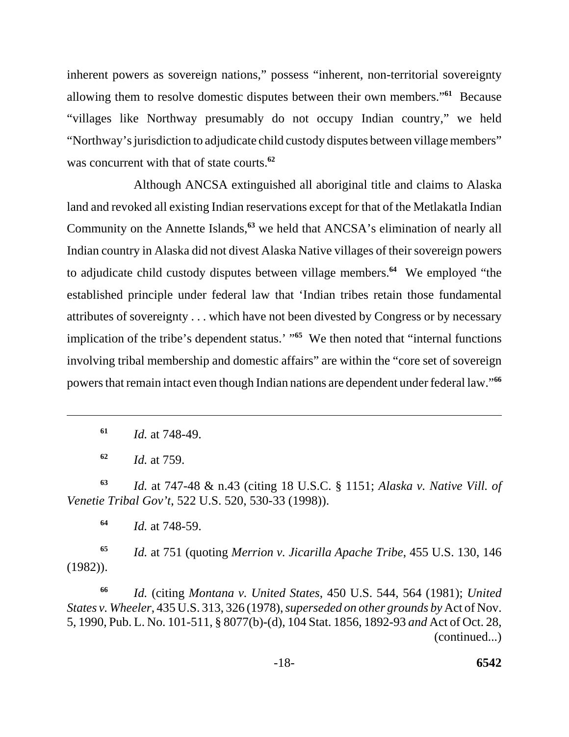inherent powers as sovereign nations," possess "inherent, non-territorial sovereignty allowing them to resolve domestic disputes between their own members."[61] Because "villages like Northway presumably do not occupy Indian country," we held "Northway's jurisdiction to adjudicate child custody disputes between village members" was concurrent with that of state courts.[62]

Although ANCSA extinguished all aboriginal title and claims to Alaska land and revoked all existing Indian reservations except for that of the Metlakatla Indian Community on the Annette Islands,[63] we held that ANCSA's elimination of nearly all Indian country in Alaska did not divest Alaska Native villages of their sovereign powers to adjudicate child custody disputes between village members.[64] We employed "the established principle under federal law that 'Indian tribes retain those fundamental attributes of sovereignty . . . which have not been divested by Congress or by necessary implication of the tribe's dependent status.' "[65] We then noted that "internal functions involving tribal membership and domestic affairs" are within the "core set of sovereign powers that remain intact even though Indian nations are dependent under federal law."[66]

---

[61] *Id.* at 748-49.

[62] *Id.* at 759.

[63] *Id.* at 747-48 & n.43 (citing 18 U.S.C. § 1151; *Alaska v. Native Vill. of Venetie Tribal Gov't*, 522 U.S. 520, 530-33 (1998)).

[64] *Id.* at 748-59.

[65] *Id.* at 751 (quoting *Merrion v. Jicarilla Apache Tribe*, 455 U.S. 130, 146 (1982)).

[66] *Id.* (citing *Montana v. United States*, 450 U.S. 544, 564 (1981); *United States v. Wheeler*, 435 U.S. 313, 326 (1978), *superseded on other grounds by* Act of Nov. 5, 1990, Pub. L. No. 101-511, § 8077(b)-(d), 104 Stat. 1856, 1892-93 *and* Act of Oct. 28, (continued...)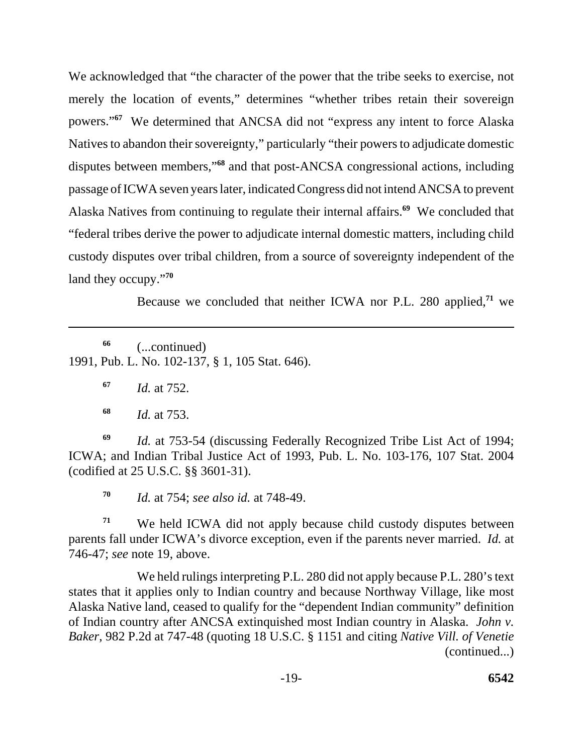We acknowledged that "the character of the power that the tribe seeks to exercise, not merely the location of events," determines "whether tribes retain their sovereign powers."[67] We determined that ANCSA did not "express any intent to force Alaska Natives to abandon their sovereignty," particularly "their powers to adjudicate domestic disputes between members,"[68] and that post-ANCSA congressional actions, including passage of ICWA seven years later, indicated Congress did not intend ANCSA to prevent Alaska Natives from continuing to regulate their internal affairs.[69] We concluded that "federal tribes derive the power to adjudicate internal domestic matters, including child custody disputes over tribal children, from a source of sovereignty independent of the land they occupy."[70]

Because we concluded that neither ICWA nor P.L. 280 applied,[71] we

---

[66] (...continued) 1991, Pub. L. No. 102-137, § 1, 105 Stat. 646).

[67] *Id.* at 752.

[68] *Id.* at 753.

[69] *Id.* at 753-54 (discussing Federally Recognized Tribe List Act of 1994; ICWA; and Indian Tribal Justice Act of 1993, Pub. L. No. 103-176, 107 Stat. 2004 (codified at 25 U.S.C. §§ 3601-31).

[70] *Id.* at 754; *see also id.* at 748-49.

[71] We held ICWA did not apply because child custody disputes between parents fall under ICWA's divorce exception, even if the parents never married. *Id.* at 746-47; *see* note 19, above.

We held rulings interpreting P.L. 280 did not apply because P.L. 280's text states that it applies only to Indian country and because Northway Village, like most Alaska Native land, ceased to qualify for the "dependent Indian community" definition of Indian country after ANCSA extinquished most Indian country in Alaska. *John v. Baker*, 982 P.2d at 747-48 (quoting 18 U.S.C. § 1151 and citing *Native Vill. of Venetie* (continued...)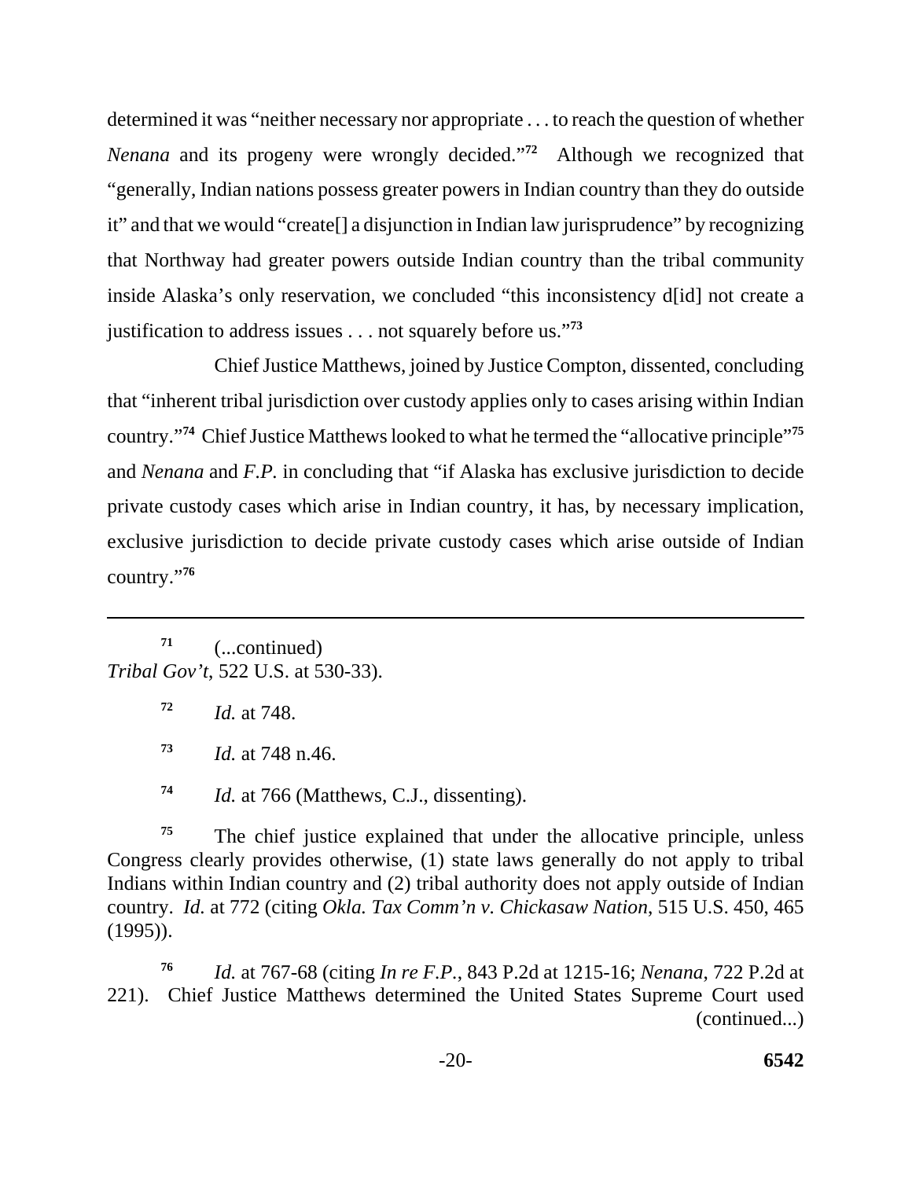determined it was "neither necessary nor appropriate . . . to reach the question of whether *Nenana* and its progeny were wrongly decided."[72] Although we recognized that "generally, Indian nations possess greater powers in Indian country than they do outside it" and that we would "create[] a disjunction in Indian law jurisprudence" by recognizing that Northway had greater powers outside Indian country than the tribal community inside Alaska's only reservation, we concluded "this inconsistency d[id] not create a justification to address issues . . . not squarely before us."[73]

Chief Justice Matthews, joined by Justice Compton, dissented, concluding that "inherent tribal jurisdiction over custody applies only to cases arising within Indian country."[74] Chief Justice Matthews looked to what he termed the "allocative principle"[75] and *Nenana* and *F.P.* in concluding that "if Alaska has exclusive jurisdiction to decide private custody cases which arise in Indian country, it has, by necessary implication, exclusive jurisdiction to decide private custody cases which arise outside of Indian country."[76]

---

[71] (...continued)
*Tribal Gov't*, 522 U.S. at 530-33).

[72] *Id.* at 748.

[73] *Id.* at 748 n.46.

[74] *Id.* at 766 (Matthews, C.J., dissenting).

[75] The chief justice explained that under the allocative principle, unless Congress clearly provides otherwise, (1) state laws generally do not apply to tribal Indians within Indian country and (2) tribal authority does not apply outside of Indian country. *Id.* at 772 (citing *Okla. Tax Comm'n v. Chickasaw Nation*, 515 U.S. 450, 465 (1995)).

[76] *Id.* at 767-68 (citing *In re F.P.*, 843 P.2d at 1215-16; *Nenana*, 722 P.2d at 221). Chief Justice Matthews determined the United States Supreme Court used (continued...)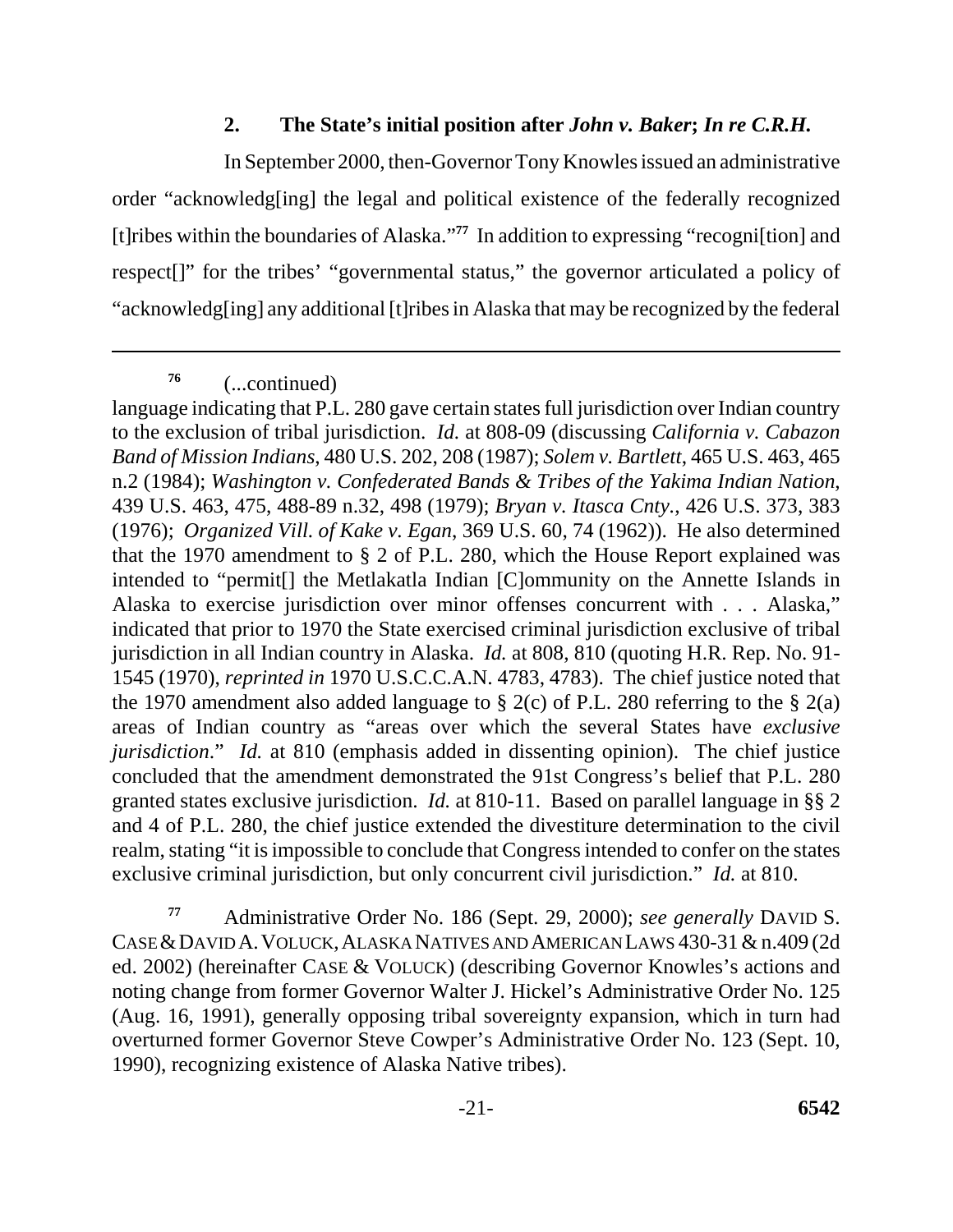### 2. The State's initial position after *John v. Baker*; *In re C.R.H.*

In September 2000, then-Governor Tony Knowles issued an administrative order "acknowledg[ing] the legal and political existence of the federally recognized [t]ribes within the boundaries of Alaska."[77] In addition to expressing "recogni[tion] and respect[]" for the tribes' "governmental status," the governor articulated a policy of "acknowledg[ing] any additional [t]ribes in Alaska that may be recognized by the federal

---

[76] (...continued)
language indicating that P.L. 280 gave certain states full jurisdiction over Indian country to the exclusion of tribal jurisdiction. *Id.* at 808-09 (discussing *California v. Cabazon Band of Mission Indians*, 480 U.S. 202, 208 (1987); *Solem v. Bartlett*, 465 U.S. 463, 465 n.2 (1984); *Washington v. Confederated Bands & Tribes of the Yakima Indian Nation*, 439 U.S. 463, 475, 488-89 n.32, 498 (1979); *Bryan v. Itasca Cnty.*, 426 U.S. 373, 383 (1976); *Organized Vill. of Kake v. Egan*, 369 U.S. 60, 74 (1962)). He also determined that the 1970 amendment to § 2 of P.L. 280, which the House Report explained was intended to "permit[] the Metlakatla Indian [C]ommunity on the Annette Islands in Alaska to exercise jurisdiction over minor offenses concurrent with . . . Alaska," indicated that prior to 1970 the State exercised criminal jurisdiction exclusive of tribal jurisdiction in all Indian country in Alaska. *Id.* at 808, 810 (quoting H.R. Rep. No. 91-1545 (1970), *reprinted in* 1970 U.S.C.C.A.N. 4783, 4783). The chief justice noted that the 1970 amendment also added language to § 2(c) of P.L. 280 referring to the § 2(a) areas of Indian country as "areas over which the several States have *exclusive jurisdiction*." *Id.* at 810 (emphasis added in dissenting opinion). The chief justice concluded that the amendment demonstrated the 91st Congress's belief that P.L. 280 granted states exclusive jurisdiction. *Id.* at 810-11. Based on parallel language in §§ 2 and 4 of P.L. 280, the chief justice extended the divestiture determination to the civil realm, stating "it is impossible to conclude that Congress intended to confer on the states exclusive criminal jurisdiction, but only concurrent civil jurisdiction." *Id.* at 810.

[77] Administrative Order No. 186 (Sept. 29, 2000); *see generally* DAVID S. CASE & DAVID A. VOLUCK, ALASKA NATIVES AND AMERICAN LAWS 430-31 & n.409 (2d ed. 2002) (hereinafter CASE & VOLUCK) (describing Governor Knowles's actions and noting change from former Governor Walter J. Hickel's Administrative Order No. 125 (Aug. 16, 1991), generally opposing tribal sovereignty expansion, which in turn had overturned former Governor Steve Cowper's Administrative Order No. 123 (Sept. 10, 1990), recognizing existence of Alaska Native tribes).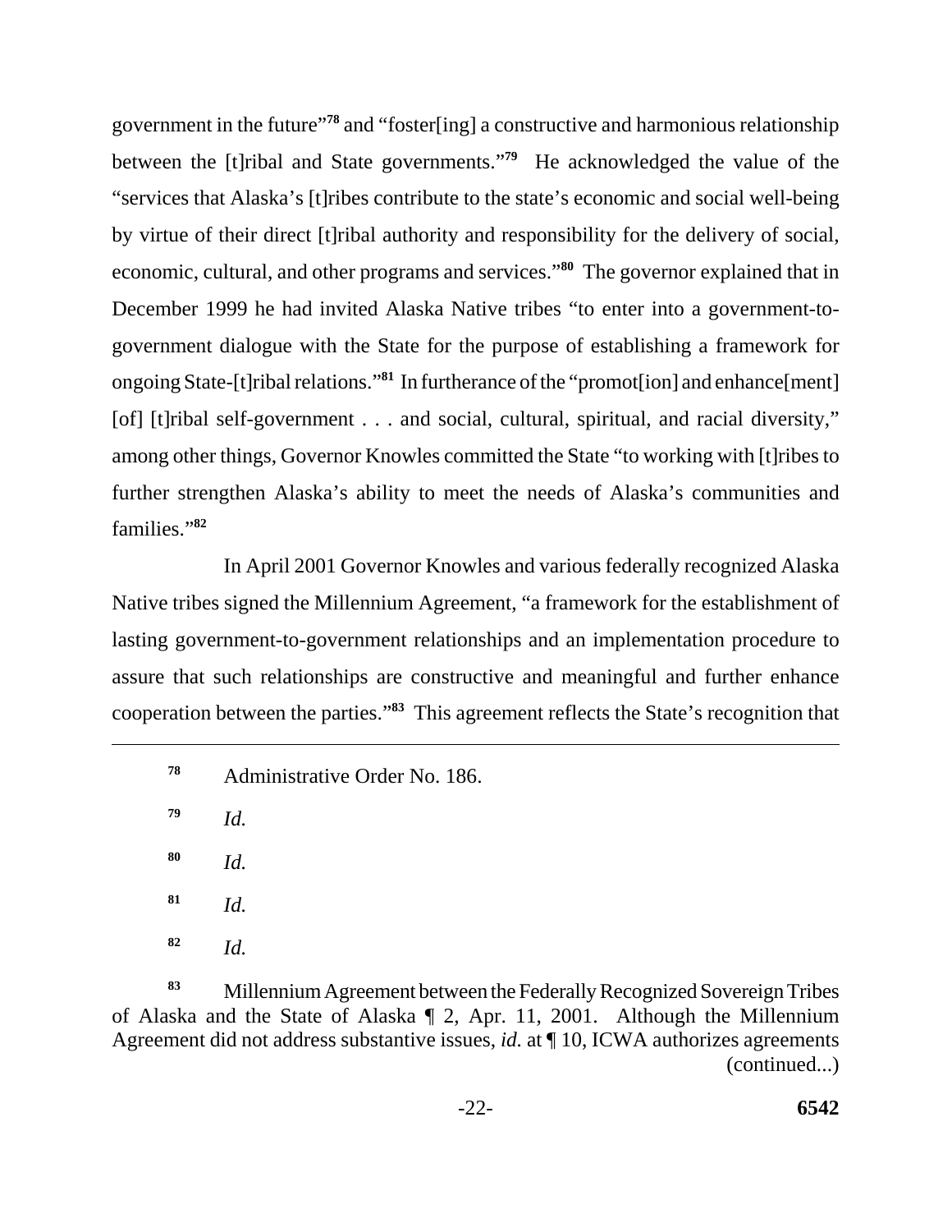government in the future"[78] and "foster[ing] a constructive and harmonious relationship between the [t]ribal and State governments."[79] He acknowledged the value of the "services that Alaska's [t]ribes contribute to the state's economic and social well-being by virtue of their direct [t]ribal authority and responsibility for the delivery of social, economic, cultural, and other programs and services."[80] The governor explained that in December 1999 he had invited Alaska Native tribes "to enter into a government-to-government dialogue with the State for the purpose of establishing a framework for ongoing State-[t]ribal relations."[81] In furtherance of the "promot[ion] and enhance[ment] [of] [t]ribal self-government . . . and social, cultural, spiritual, and racial diversity," among other things, Governor Knowles committed the State "to working with [t]ribes to further strengthen Alaska's ability to meet the needs of Alaska's communities and families."[82]

In April 2001 Governor Knowles and various federally recognized Alaska Native tribes signed the Millennium Agreement, "a framework for the establishment of lasting government-to-government relationships and an implementation procedure to assure that such relationships are constructive and meaningful and further enhance cooperation between the parties."[83] This agreement reflects the State's recognition that

---

[78] Administrative Order No. 186.

[79] *Id.*

[80] *Id.*

[81] *Id.*

[82] *Id.*

[83] Millennium Agreement between the Federally Recognized Sovereign Tribes of Alaska and the State of Alaska ¶ 2, Apr. 11, 2001. Although the Millennium Agreement did not address substantive issues, *id.* at ¶ 10, ICWA authorizes agreements (continued...)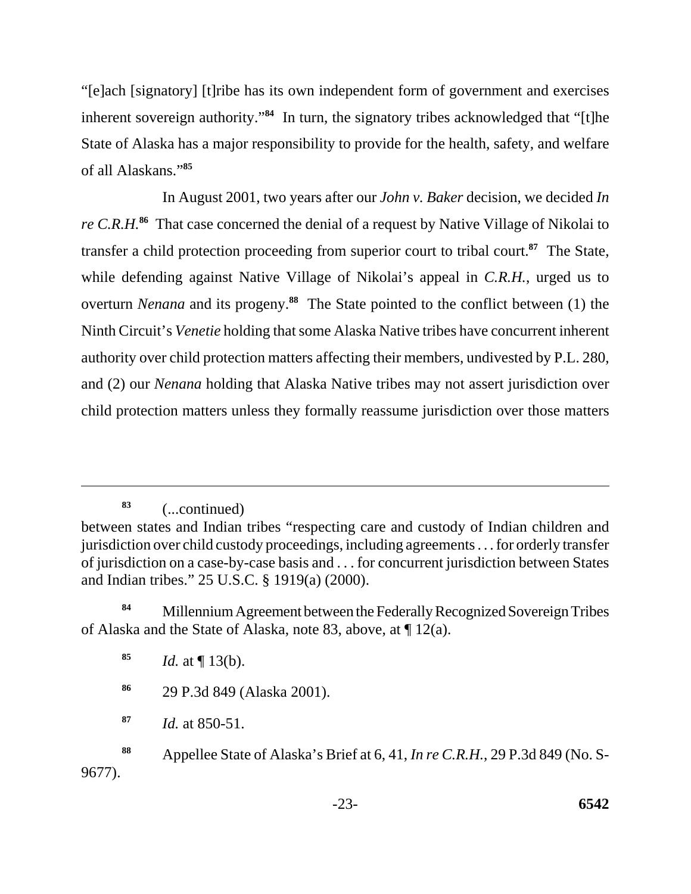"[e]ach [signatory] [t]ribe has its own independent form of government and exercises inherent sovereign authority."[84] In turn, the signatory tribes acknowledged that "[t]he State of Alaska has a major responsibility to provide for the health, safety, and welfare of all Alaskans."[85]

In August 2001, two years after our *John v. Baker* decision, we decided *In re C.R.H.*[86] That case concerned the denial of a request by Native Village of Nikolai to transfer a child protection proceeding from superior court to tribal court.[87] The State, while defending against Native Village of Nikolai's appeal in *C.R.H.*, urged us to overturn *Nenana* and its progeny.[88] The State pointed to the conflict between (1) the Ninth Circuit's *Venetie* holding that some Alaska Native tribes have concurrent inherent authority over child protection matters affecting their members, undivested by P.L. 280, and (2) our *Nenana* holding that Alaska Native tribes may not assert jurisdiction over child protection matters unless they formally reassume jurisdiction over those matters

---

[83] (...continued)
between states and Indian tribes "respecting care and custody of Indian children and jurisdiction over child custody proceedings, including agreements . . . for orderly transfer of jurisdiction on a case-by-case basis and . . . for concurrent jurisdiction between States and Indian tribes." 25 U.S.C. § 1919(a) (2000).

[84] Millennium Agreement between the Federally Recognized Sovereign Tribes of Alaska and the State of Alaska, note 83, above, at ¶ 12(a).

[85] *Id.* at ¶ 13(b).

[86] 29 P.3d 849 (Alaska 2001).

[87] *Id.* at 850-51.

[88] Appellee State of Alaska's Brief at 6, 41, *In re C.R.H.*, 29 P.3d 849 (No. S-9677).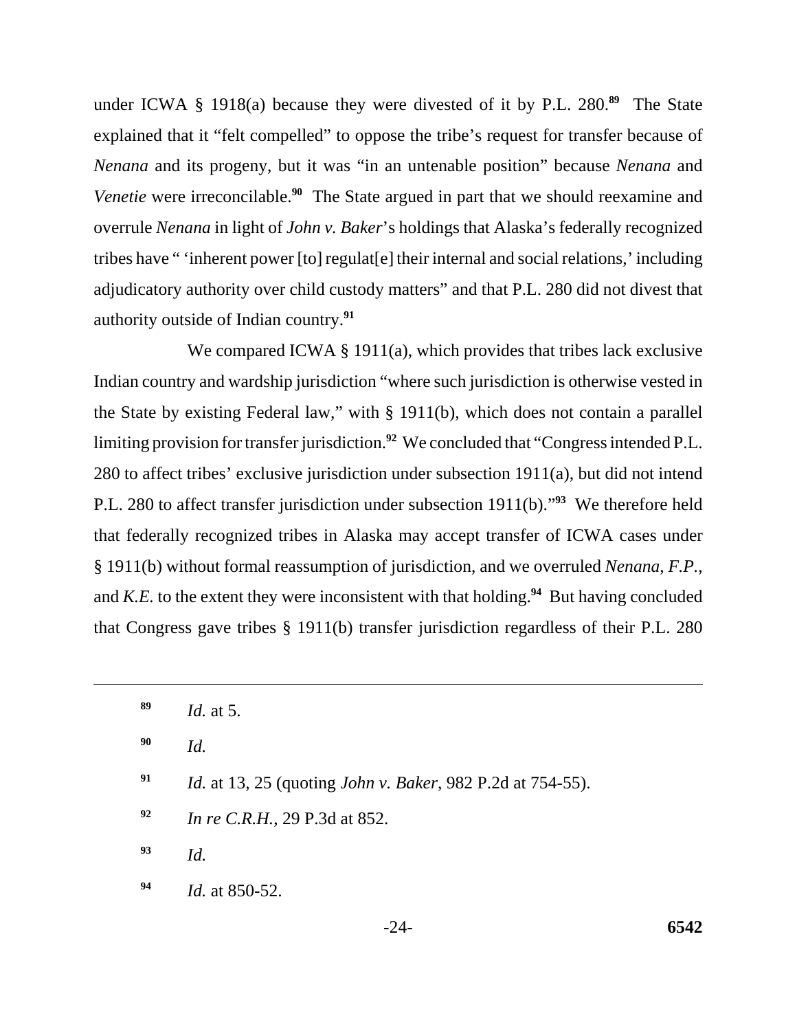under ICWA § 1918(a) because they were divested of it by P.L. 280.[89] The State explained that it "felt compelled" to oppose the tribe's request for transfer because of *Nenana* and its progeny, but it was "in an untenable position" because *Nenana* and *Venetie* were irreconcilable.[90] The State argued in part that we should reexamine and overrule *Nenana* in light of *John v. Baker*'s holdings that Alaska's federally recognized tribes have " 'inherent power [to] regulat[e] their internal and social relations,' including adjudicatory authority over child custody matters" and that P.L. 280 did not divest that authority outside of Indian country.[91]

We compared ICWA § 1911(a), which provides that tribes lack exclusive Indian country and wardship jurisdiction "where such jurisdiction is otherwise vested in the State by existing Federal law," with § 1911(b), which does not contain a parallel limiting provision for transfer jurisdiction.[92] We concluded that "Congress intended P.L. 280 to affect tribes' exclusive jurisdiction under subsection 1911(a), but did not intend P.L. 280 to affect transfer jurisdiction under subsection 1911(b)."[93] We therefore held that federally recognized tribes in Alaska may accept transfer of ICWA cases under § 1911(b) without formal reassumption of jurisdiction, and we overruled *Nenana*, *F.P.*, and *K.E.* to the extent they were inconsistent with that holding.[94] But having concluded that Congress gave tribes § 1911(b) transfer jurisdiction regardless of their P.L. 280

---

[89] *Id.* at 5.

[90] *Id.*

[91] *Id.* at 13, 25 (quoting *John v. Baker*, 982 P.2d at 754-55).

[92] *In re C.R.H.*, 29 P.3d at 852.

[93] *Id.*

[94] *Id.* at 850-52.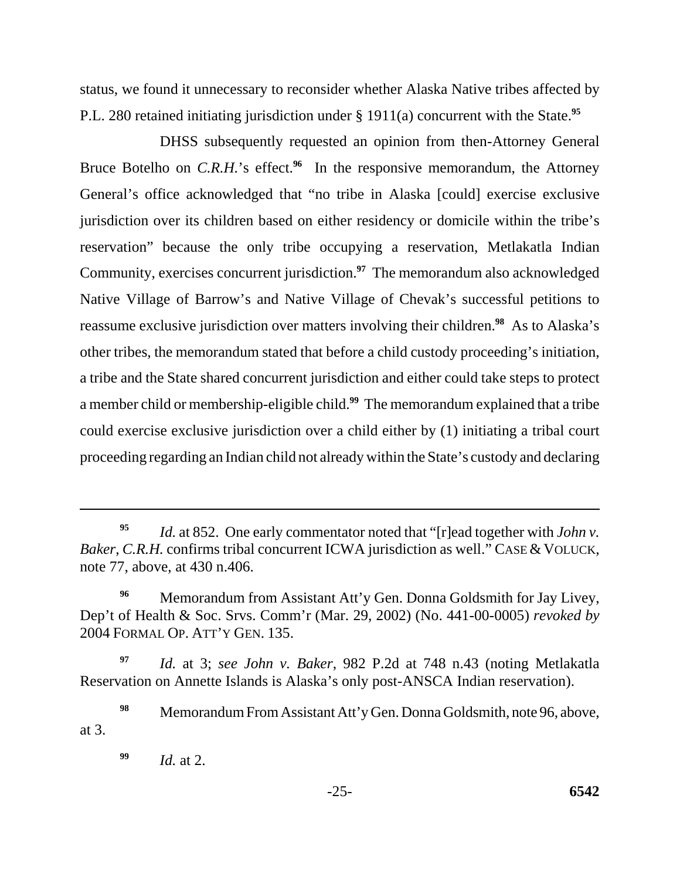status, we found it unnecessary to reconsider whether Alaska Native tribes affected by P.L. 280 retained initiating jurisdiction under § 1911(a) concurrent with the State.[95]

DHSS subsequently requested an opinion from then-Attorney General Bruce Botelho on *C.R.H.*'s effect.[96] In the responsive memorandum, the Attorney General's office acknowledged that "no tribe in Alaska [could] exercise exclusive jurisdiction over its children based on either residency or domicile within the tribe's reservation" because the only tribe occupying a reservation, Metlakatla Indian Community, exercises concurrent jurisdiction.[97] The memorandum also acknowledged Native Village of Barrow's and Native Village of Chevak's successful petitions to reassume exclusive jurisdiction over matters involving their children.[98] As to Alaska's other tribes, the memorandum stated that before a child custody proceeding's initiation, a tribe and the State shared concurrent jurisdiction and either could take steps to protect a member child or membership-eligible child.[99] The memorandum explained that a tribe could exercise exclusive jurisdiction over a child either by (1) initiating a tribal court proceeding regarding an Indian child not already within the State's custody and declaring

---

[95] *Id.* at 852. One early commentator noted that "[r]ead together with *John v. Baker*, *C.R.H.* confirms tribal concurrent ICWA jurisdiction as well." CASE & VOLUCK, note 77, above, at 430 n.406.

[96] Memorandum from Assistant Att'y Gen. Donna Goldsmith for Jay Livey, Dep't of Health & Soc. Srvs. Comm'r (Mar. 29, 2002) (No. 441-00-0005) *revoked by* 2004 FORMAL OP. ATT'Y GEN. 135.

[97] *Id.* at 3; *see John v. Baker*, 982 P.2d at 748 n.43 (noting Metlakatla Reservation on Annette Islands is Alaska's only post-ANSCA Indian reservation).

[98] Memorandum From Assistant Att'y Gen. Donna Goldsmith, note 96, above, at 3.

[99] *Id.* at 2.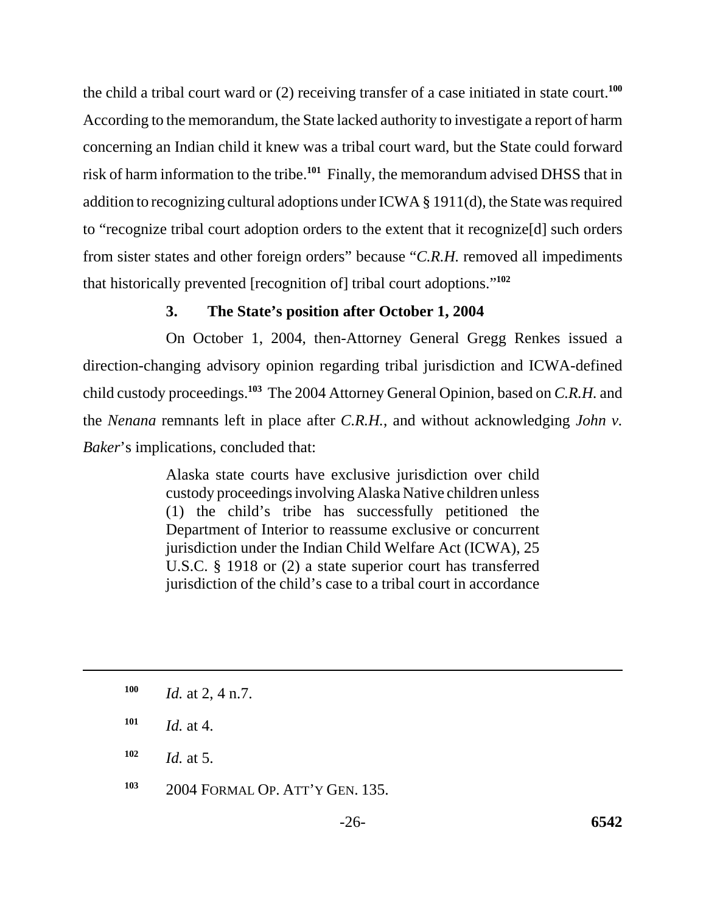the child a tribal court ward or (2) receiving transfer of a case initiated in state court.[100] According to the memorandum, the State lacked authority to investigate a report of harm concerning an Indian child it knew was a tribal court ward, but the State could forward risk of harm information to the tribe.[101] Finally, the memorandum advised DHSS that in addition to recognizing cultural adoptions under ICWA § 1911(d), the State was required to "recognize tribal court adoption orders to the extent that it recognize[d] such orders from sister states and other foreign orders" because "*C.R.H.* removed all impediments that historically prevented [recognition of] tribal court adoptions."[102]

### 3. The State's position after October 1, 2004

On October 1, 2004, then-Attorney General Gregg Renkes issued a direction-changing advisory opinion regarding tribal jurisdiction and ICWA-defined child custody proceedings.[103] The 2004 Attorney General Opinion, based on *C.R.H.* and the *Nenana* remnants left in place after *C.R.H.*, and without acknowledging *John v. Baker*'s implications, concluded that:

> Alaska state courts have exclusive jurisdiction over child custody proceedings involving Alaska Native children unless (1) the child's tribe has successfully petitioned the Department of Interior to reassume exclusive or concurrent jurisdiction under the Indian Child Welfare Act (ICWA), 25 U.S.C. § 1918 or (2) a state superior court has transferred jurisdiction of the child's case to a tribal court in accordance

---

[100] *Id.* at 2, 4 n.7.

[101] *Id.* at 4.

[102] *Id.* at 5.

[103] 2004 FORMAL OP. ATT'Y GEN. 135.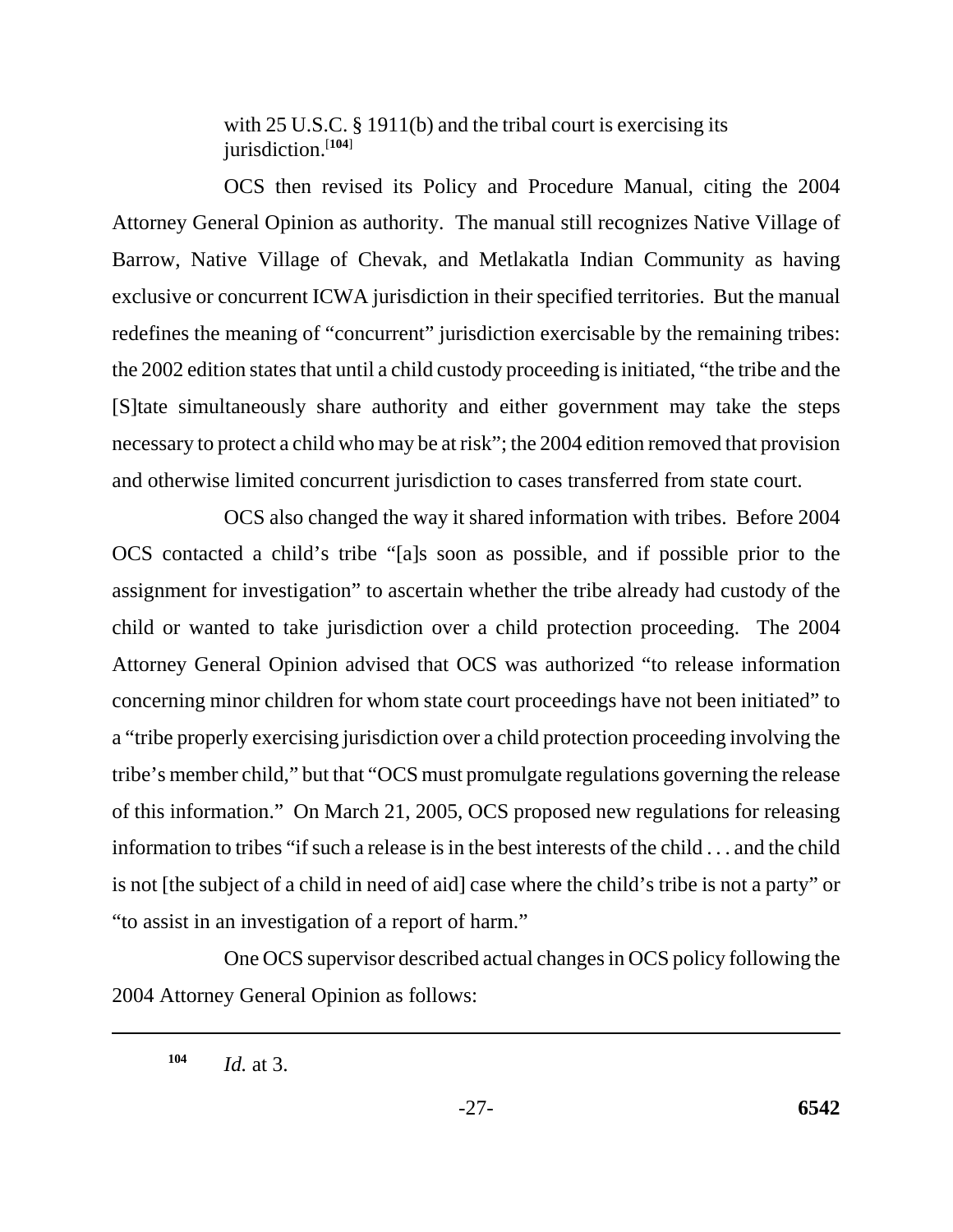with 25 U.S.C. § 1911(b) and the tribal court is exercising its jurisdiction.[104]

OCS then revised its Policy and Procedure Manual, citing the 2004 Attorney General Opinion as authority. The manual still recognizes Native Village of Barrow, Native Village of Chevak, and Metlakatla Indian Community as having exclusive or concurrent ICWA jurisdiction in their specified territories. But the manual redefines the meaning of "concurrent" jurisdiction exercisable by the remaining tribes: the 2002 edition states that until a child custody proceeding is initiated, "the tribe and the [S]tate simultaneously share authority and either government may take the steps necessary to protect a child who may be at risk"; the 2004 edition removed that provision and otherwise limited concurrent jurisdiction to cases transferred from state court.

OCS also changed the way it shared information with tribes. Before 2004 OCS contacted a child's tribe "[a]s soon as possible, and if possible prior to the assignment for investigation" to ascertain whether the tribe already had custody of the child or wanted to take jurisdiction over a child protection proceeding. The 2004 Attorney General Opinion advised that OCS was authorized "to release information concerning minor children for whom state court proceedings have not been initiated" to a "tribe properly exercising jurisdiction over a child protection proceeding involving the tribe's member child," but that "OCS must promulgate regulations governing the release of this information." On March 21, 2005, OCS proposed new regulations for releasing information to tribes "if such a release is in the best interests of the child . . . and the child is not [the subject of a child in need of aid] case where the child's tribe is not a party" or "to assist in an investigation of a report of harm."

One OCS supervisor described actual changes in OCS policy following the 2004 Attorney General Opinion as follows:

---

[104] *Id.* at 3.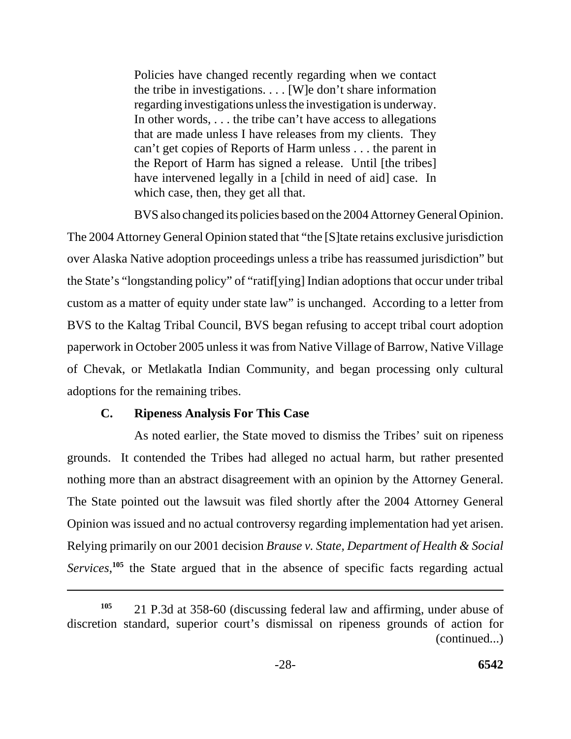> Policies have changed recently regarding when we contact the tribe in investigations. . . . [W]e don't share information regarding investigations unless the investigation is underway. In other words, . . . the tribe can't have access to allegations that are made unless I have releases from my clients. They can't get copies of Reports of Harm unless . . . the parent in the Report of Harm has signed a release. Until [the tribes] have intervened legally in a [child in need of aid] case. In which case, then, they get all that.

BVS also changed its policies based on the 2004 Attorney General Opinion. The 2004 Attorney General Opinion stated that "the [S]tate retains exclusive jurisdiction over Alaska Native adoption proceedings unless a tribe has reassumed jurisdiction" but the State's "longstanding policy" of "ratif[ying] Indian adoptions that occur under tribal custom as a matter of equity under state law" is unchanged. According to a letter from BVS to the Kaltag Tribal Council, BVS began refusing to accept tribal court adoption paperwork in October 2005 unless it was from Native Village of Barrow, Native Village of Chevak, or Metlakatla Indian Community, and began processing only cultural adoptions for the remaining tribes.

### C. Ripeness Analysis For This Case

As noted earlier, the State moved to dismiss the Tribes' suit on ripeness grounds. It contended the Tribes had alleged no actual harm, but rather presented nothing more than an abstract disagreement with an opinion by the Attorney General. The State pointed out the lawsuit was filed shortly after the 2004 Attorney General Opinion was issued and no actual controversy regarding implementation had yet arisen. Relying primarily on our 2001 decision *Brause v. State, Department of Health & Social Services*,[105] the State argued that in the absence of specific facts regarding actual

---

[105] 21 P.3d at 358-60 (discussing federal law and affirming, under abuse of discretion standard, superior court's dismissal on ripeness grounds of action for (continued...)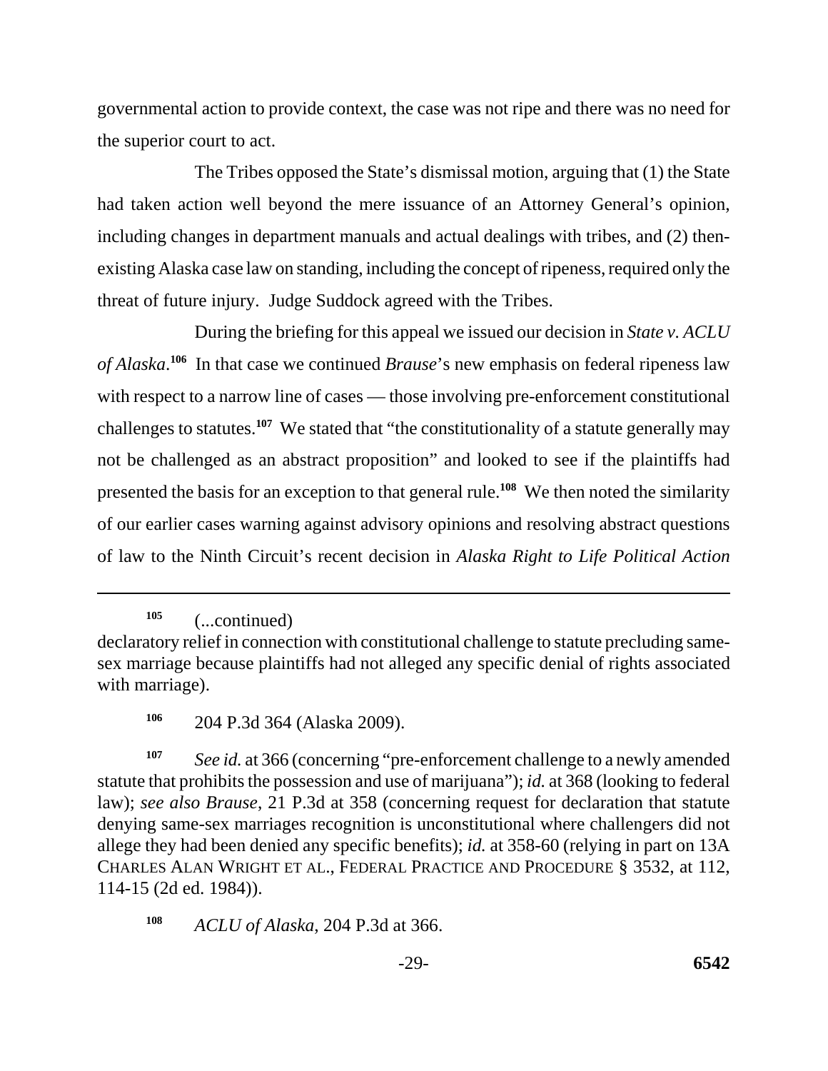governmental action to provide context, the case was not ripe and there was no need for the superior court to act.

The Tribes opposed the State's dismissal motion, arguing that (1) the State had taken action well beyond the mere issuance of an Attorney General's opinion, including changes in department manuals and actual dealings with tribes, and (2) then-existing Alaska case law on standing, including the concept of ripeness, required only the threat of future injury. Judge Suddock agreed with the Tribes.

During the briefing for this appeal we issued our decision in *State v. ACLU of Alaska*.[106] In that case we continued *Brause*'s new emphasis on federal ripeness law with respect to a narrow line of cases — those involving pre-enforcement constitutional challenges to statutes.[107] We stated that "the constitutionality of a statute generally may not be challenged as an abstract proposition" and looked to see if the plaintiffs had presented the basis for an exception to that general rule.[108] We then noted the similarity of our earlier cases warning against advisory opinions and resolving abstract questions of law to the Ninth Circuit's recent decision in *Alaska Right to Life Political Action*

---

[105] (...continued)
declaratory relief in connection with constitutional challenge to statute precluding same-sex marriage because plaintiffs had not alleged any specific denial of rights associated with marriage).

[106] 204 P.3d 364 (Alaska 2009).

[107] *See id.* at 366 (concerning "pre-enforcement challenge to a newly amended statute that prohibits the possession and use of marijuana"); *id.* at 368 (looking to federal law); *see also Brause*, 21 P.3d at 358 (concerning request for declaration that statute denying same-sex marriages recognition is unconstitutional where challengers did not allege they had been denied any specific benefits); *id.* at 358-60 (relying in part on 13A CHARLES ALAN WRIGHT ET AL., FEDERAL PRACTICE AND PROCEDURE § 3532, at 112, 114-15 (2d ed. 1984)).

[108] *ACLU of Alaska*, 204 P.3d at 366.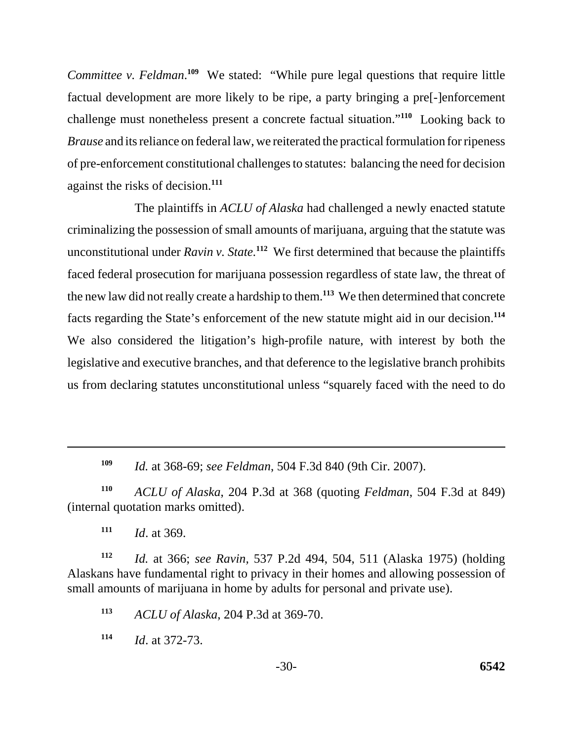*Committee v. Feldman*.[109] We stated: "While pure legal questions that require little factual development are more likely to be ripe, a party bringing a pre[-]enforcement challenge must nonetheless present a concrete factual situation."[110] Looking back to *Brause* and its reliance on federal law, we reiterated the practical formulation for ripeness of pre-enforcement constitutional challenges to statutes: balancing the need for decision against the risks of decision.[111]

The plaintiffs in *ACLU of Alaska* had challenged a newly enacted statute criminalizing the possession of small amounts of marijuana, arguing that the statute was unconstitutional under *Ravin v. State*.[112] We first determined that because the plaintiffs faced federal prosecution for marijuana possession regardless of state law, the threat of the new law did not really create a hardship to them.[113] We then determined that concrete facts regarding the State's enforcement of the new statute might aid in our decision.[114] We also considered the litigation's high-profile nature, with interest by both the legislative and executive branches, and that deference to the legislative branch prohibits us from declaring statutes unconstitutional unless "squarely faced with the need to do

---

[109] *Id.* at 368-69; *see Feldman*, 504 F.3d 840 (9th Cir. 2007).

[110] *ACLU of Alaska*, 204 P.3d at 368 (quoting *Feldman*, 504 F.3d at 849) (internal quotation marks omitted).

[111] *Id*. at 369.

[112] *Id.* at 366; *see Ravin*, 537 P.2d 494, 504, 511 (Alaska 1975) (holding Alaskans have fundamental right to privacy in their homes and allowing possession of small amounts of marijuana in home by adults for personal and private use).

[113] *ACLU of Alaska*, 204 P.3d at 369-70.

[114] *Id*. at 372-73.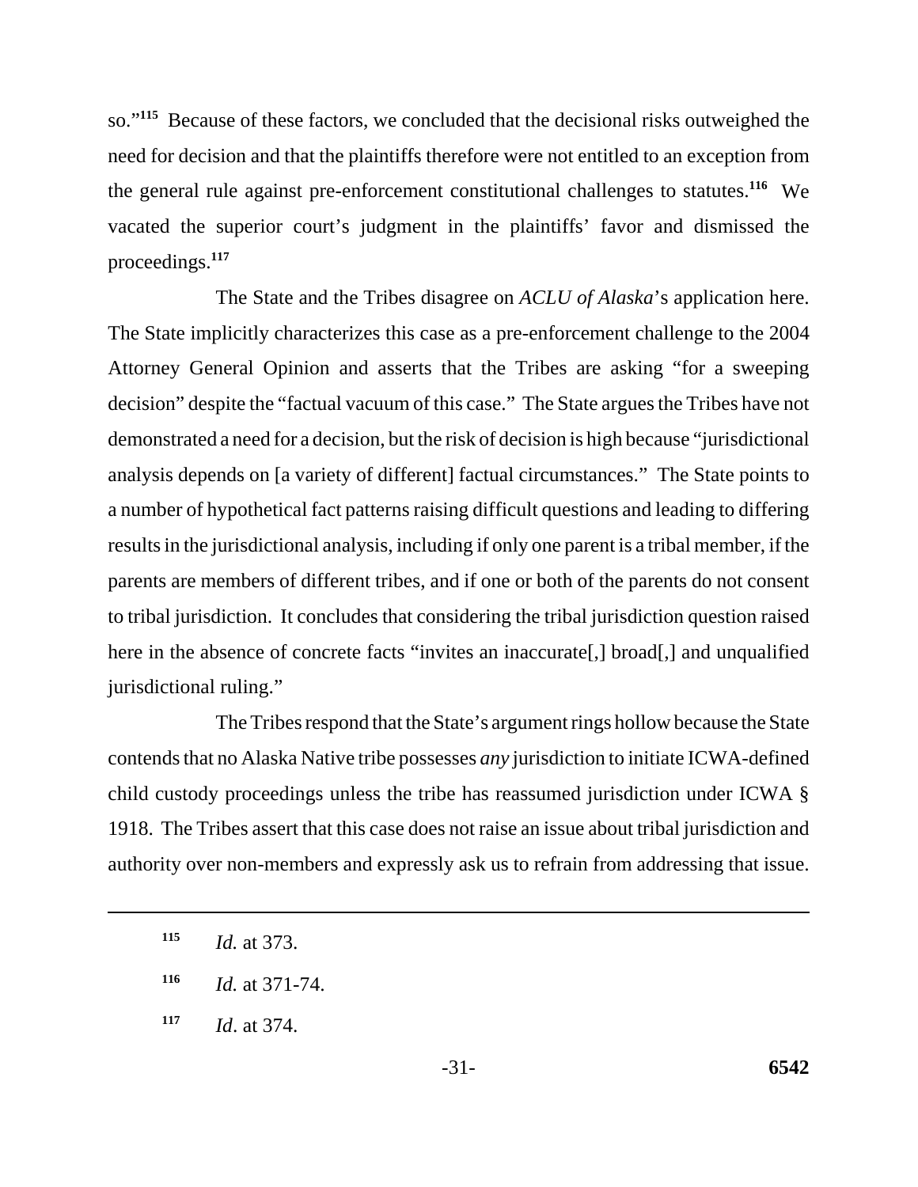so."[115] Because of these factors, we concluded that the decisional risks outweighed the need for decision and that the plaintiffs therefore were not entitled to an exception from the general rule against pre-enforcement constitutional challenges to statutes.[116] We vacated the superior court's judgment in the plaintiffs' favor and dismissed the proceedings.[117]

The State and the Tribes disagree on *ACLU of Alaska*'s application here. The State implicitly characterizes this case as a pre-enforcement challenge to the 2004 Attorney General Opinion and asserts that the Tribes are asking "for a sweeping decision" despite the "factual vacuum of this case." The State argues the Tribes have not demonstrated a need for a decision, but the risk of decision is high because "jurisdictional analysis depends on [a variety of different] factual circumstances." The State points to a number of hypothetical fact patterns raising difficult questions and leading to differing results in the jurisdictional analysis, including if only one parent is a tribal member, if the parents are members of different tribes, and if one or both of the parents do not consent to tribal jurisdiction. It concludes that considering the tribal jurisdiction question raised here in the absence of concrete facts "invites an inaccurate[,] broad[,] and unqualified jurisdictional ruling."

The Tribes respond that the State's argument rings hollow because the State contends that no Alaska Native tribe possesses *any* jurisdiction to initiate ICWA-defined child custody proceedings unless the tribe has reassumed jurisdiction under ICWA § 1918. The Tribes assert that this case does not raise an issue about tribal jurisdiction and authority over non-members and expressly ask us to refrain from addressing that issue.

---

[115] *Id.* at 373.

[116] *Id.* at 371-74.

[117] *Id*. at 374.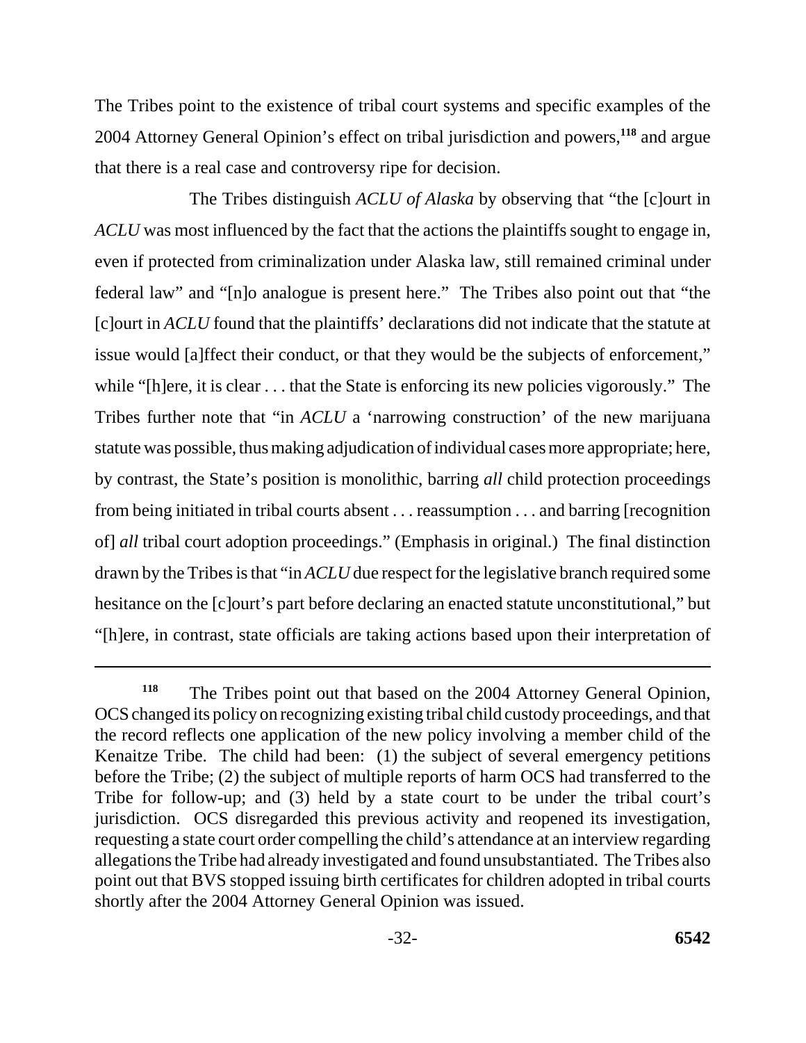The Tribes point to the existence of tribal court systems and specific examples of the 2004 Attorney General Opinion's effect on tribal jurisdiction and powers,[118] and argue that there is a real case and controversy ripe for decision.

The Tribes distinguish *ACLU of Alaska* by observing that "the [c]ourt in *ACLU* was most influenced by the fact that the actions the plaintiffs sought to engage in, even if protected from criminalization under Alaska law, still remained criminal under federal law" and "[n]o analogue is present here." The Tribes also point out that "the [c]ourt in *ACLU* found that the plaintiffs' declarations did not indicate that the statute at issue would [a]ffect their conduct, or that they would be the subjects of enforcement," while "[h]ere, it is clear . . . that the State is enforcing its new policies vigorously." The Tribes further note that "in *ACLU* a 'narrowing construction' of the new marijuana statute was possible, thus making adjudication of individual cases more appropriate; here, by contrast, the State's position is monolithic, barring *all* child protection proceedings from being initiated in tribal courts absent . . . reassumption . . . and barring [recognition of] *all* tribal court adoption proceedings." (Emphasis in original.) The final distinction drawn by the Tribes is that "in *ACLU* due respect for the legislative branch required some hesitance on the [c]ourt's part before declaring an enacted statute unconstitutional," but "[h]ere, in contrast, state officials are taking actions based upon their interpretation of

---

[118] The Tribes point out that based on the 2004 Attorney General Opinion, OCS changed its policy on recognizing existing tribal child custody proceedings, and that the record reflects one application of the new policy involving a member child of the Kenaitze Tribe. The child had been: (1) the subject of several emergency petitions before the Tribe; (2) the subject of multiple reports of harm OCS had transferred to the Tribe for follow-up; and (3) held by a state court to be under the tribal court's jurisdiction. OCS disregarded this previous activity and reopened its investigation, requesting a state court order compelling the child's attendance at an interview regarding allegations the Tribe had already investigated and found unsubstantiated. The Tribes also point out that BVS stopped issuing birth certificates for children adopted in tribal courts shortly after the 2004 Attorney General Opinion was issued.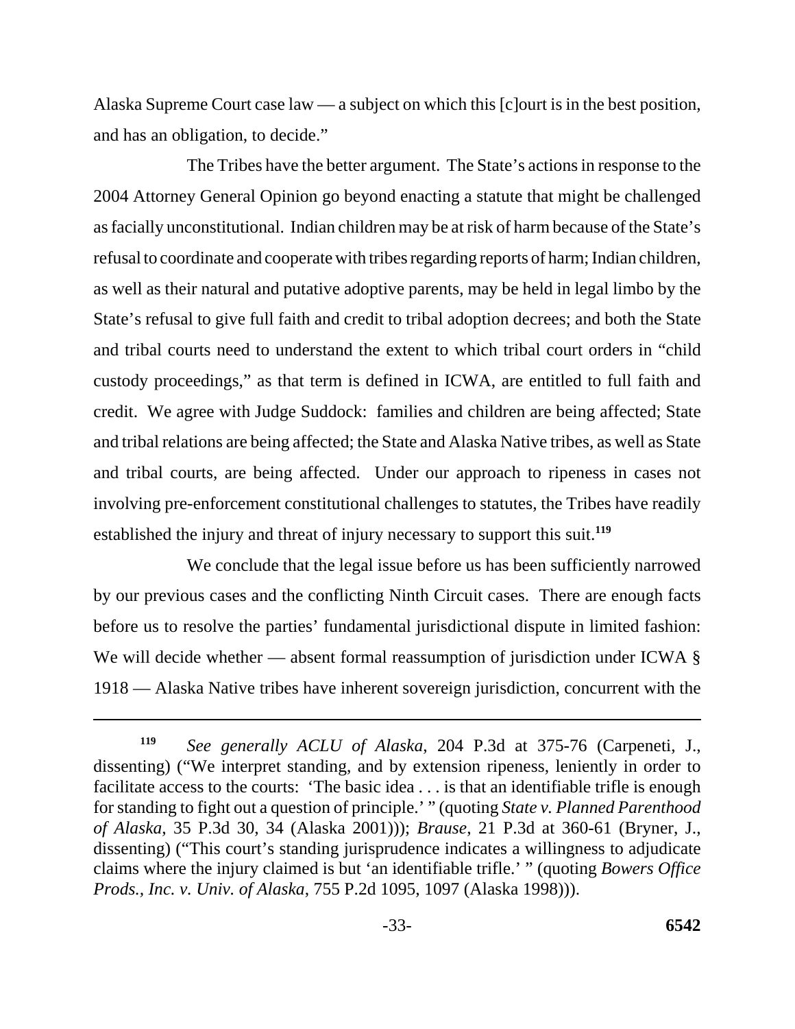Alaska Supreme Court case law — a subject on which this [c]ourt is in the best position, and has an obligation, to decide."

The Tribes have the better argument. The State's actions in response to the 2004 Attorney General Opinion go beyond enacting a statute that might be challenged as facially unconstitutional. Indian children may be at risk of harm because of the State's refusal to coordinate and cooperate with tribes regarding reports of harm; Indian children, as well as their natural and putative adoptive parents, may be held in legal limbo by the State's refusal to give full faith and credit to tribal adoption decrees; and both the State and tribal courts need to understand the extent to which tribal court orders in "child custody proceedings," as that term is defined in ICWA, are entitled to full faith and credit. We agree with Judge Suddock: families and children are being affected; State and tribal relations are being affected; the State and Alaska Native tribes, as well as State and tribal courts, are being affected. Under our approach to ripeness in cases not involving pre-enforcement constitutional challenges to statutes, the Tribes have readily established the injury and threat of injury necessary to support this suit.[119]

We conclude that the legal issue before us has been sufficiently narrowed by our previous cases and the conflicting Ninth Circuit cases. There are enough facts before us to resolve the parties' fundamental jurisdictional dispute in limited fashion: We will decide whether — absent formal reassumption of jurisdiction under ICWA § 1918 — Alaska Native tribes have inherent sovereign jurisdiction, concurrent with the

---

[119] *See generally ACLU of Alaska*, 204 P.3d at 375-76 (Carpeneti, J., dissenting) ("We interpret standing, and by extension ripeness, leniently in order to facilitate access to the courts: 'The basic idea . . . is that an identifiable trifle is enough for standing to fight out a question of principle.' " (quoting *State v. Planned Parenthood of Alaska*, 35 P.3d 30, 34 (Alaska 2001))); *Brause*, 21 P.3d at 360-61 (Bryner, J., dissenting) ("This court's standing jurisprudence indicates a willingness to adjudicate claims where the injury claimed is but 'an identifiable trifle.' " (quoting *Bowers Office Prods., Inc. v. Univ. of Alaska*, 755 P.2d 1095, 1097 (Alaska 1998))).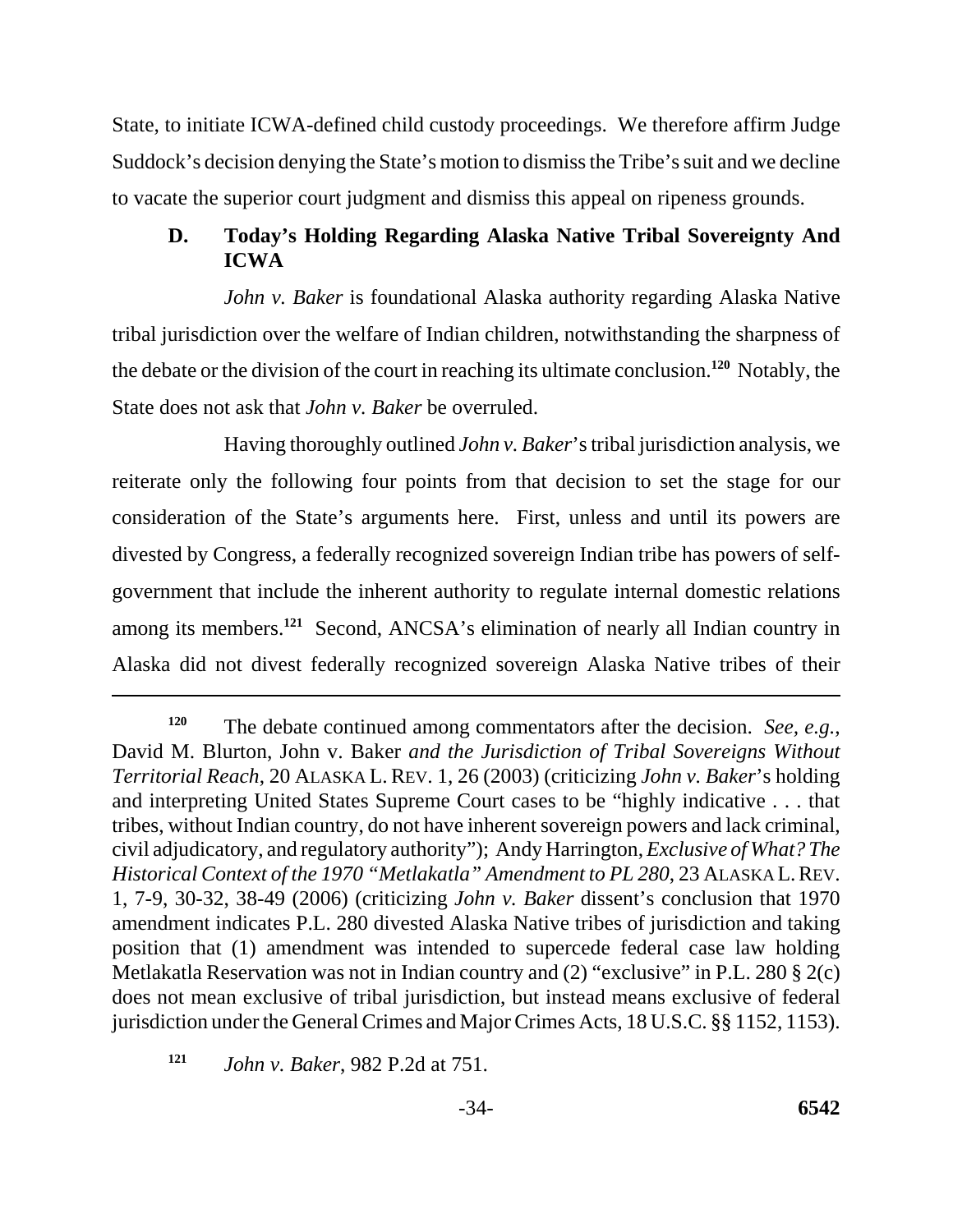State, to initiate ICWA-defined child custody proceedings. We therefore affirm Judge Suddock's decision denying the State's motion to dismiss the Tribe's suit and we decline to vacate the superior court judgment and dismiss this appeal on ripeness grounds.

### D. Today's Holding Regarding Alaska Native Tribal Sovereignty And ICWA

*John v. Baker* is foundational Alaska authority regarding Alaska Native tribal jurisdiction over the welfare of Indian children, notwithstanding the sharpness of the debate or the division of the court in reaching its ultimate conclusion.[120] Notably, the State does not ask that *John v. Baker* be overruled.

Having thoroughly outlined *John v. Baker*'s tribal jurisdiction analysis, we reiterate only the following four points from that decision to set the stage for our consideration of the State's arguments here. First, unless and until its powers are divested by Congress, a federally recognized sovereign Indian tribe has powers of self-government that include the inherent authority to regulate internal domestic relations among its members.[121] Second, ANCSA's elimination of nearly all Indian country in Alaska did not divest federally recognized sovereign Alaska Native tribes of their

---

[120] The debate continued among commentators after the decision. *See, e.g.*, David M. Blurton, John v. Baker *and the Jurisdiction of Tribal Sovereigns Without Territorial Reach*, 20 ALASKA L. REV. 1, 26 (2003) (criticizing *John v. Baker*'s holding and interpreting United States Supreme Court cases to be "highly indicative . . . that tribes, without Indian country, do not have inherent sovereign powers and lack criminal, civil adjudicatory, and regulatory authority"); Andy Harrington, *Exclusive of What? The Historical Context of the 1970 "Metlakatla" Amendment to PL 280*, 23 ALASKA L. REV. 1, 7-9, 30-32, 38-49 (2006) (criticizing *John v. Baker* dissent's conclusion that 1970 amendment indicates P.L. 280 divested Alaska Native tribes of jurisdiction and taking position that (1) amendment was intended to supercede federal case law holding Metlakatla Reservation was not in Indian country and (2) "exclusive" in P.L. 280 § 2(c) does not mean exclusive of tribal jurisdiction, but instead means exclusive of federal jurisdiction under the General Crimes and Major Crimes Acts, 18 U.S.C. §§ 1152, 1153).

[121] *John v. Baker*, 982 P.2d at 751.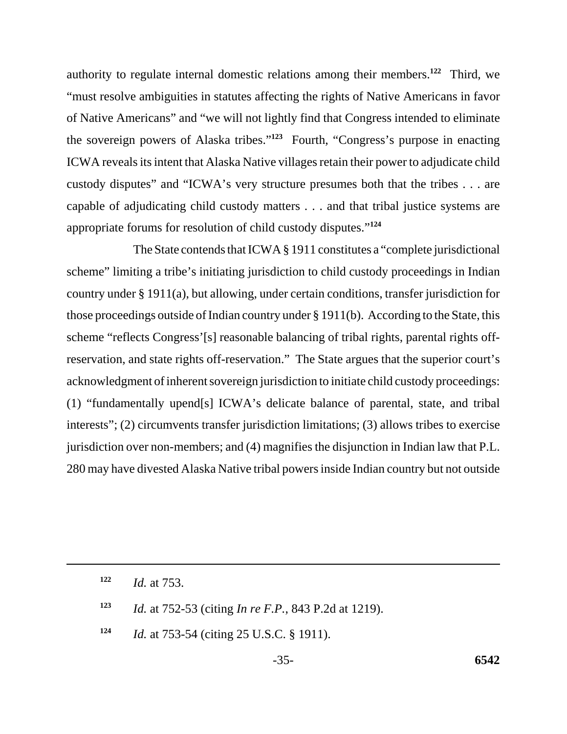authority to regulate internal domestic relations among their members.[122] Third, we "must resolve ambiguities in statutes affecting the rights of Native Americans in favor of Native Americans" and "we will not lightly find that Congress intended to eliminate the sovereign powers of Alaska tribes."[123] Fourth, "Congress's purpose in enacting ICWA reveals its intent that Alaska Native villages retain their power to adjudicate child custody disputes" and "ICWA's very structure presumes both that the tribes . . . are capable of adjudicating child custody matters . . . and that tribal justice systems are appropriate forums for resolution of child custody disputes."[124]

The State contends that ICWA § 1911 constitutes a "complete jurisdictional scheme" limiting a tribe's initiating jurisdiction to child custody proceedings in Indian country under § 1911(a), but allowing, under certain conditions, transfer jurisdiction for those proceedings outside of Indian country under § 1911(b). According to the State, this scheme "reflects Congress'[s] reasonable balancing of tribal rights, parental rights off-reservation, and state rights off-reservation." The State argues that the superior court's acknowledgment of inherent sovereign jurisdiction to initiate child custody proceedings: (1) "fundamentally upend[s] ICWA's delicate balance of parental, state, and tribal interests"; (2) circumvents transfer jurisdiction limitations; (3) allows tribes to exercise jurisdiction over non-members; and (4) magnifies the disjunction in Indian law that P.L. 280 may have divested Alaska Native tribal powers inside Indian country but not outside

---

[122] *Id.* at 753.

[123] *Id.* at 752-53 (citing *In re F.P.*, 843 P.2d at 1219).

[124] *Id.* at 753-54 (citing 25 U.S.C. § 1911).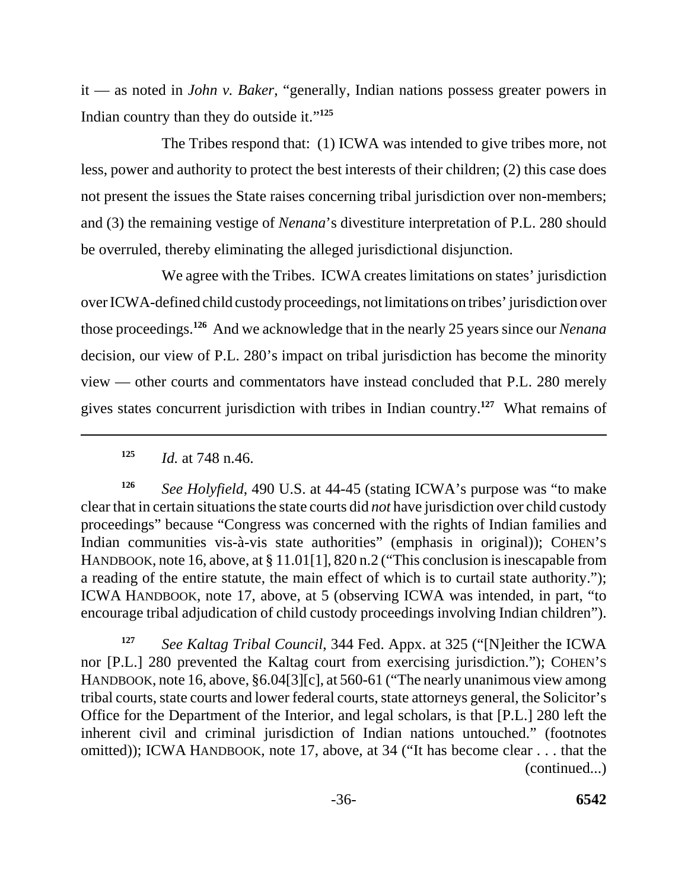it — as noted in *John v. Baker*, "generally, Indian nations possess greater powers in Indian country than they do outside it."[125]

The Tribes respond that: (1) ICWA was intended to give tribes more, not less, power and authority to protect the best interests of their children; (2) this case does not present the issues the State raises concerning tribal jurisdiction over non-members; and (3) the remaining vestige of *Nenana*'s divestiture interpretation of P.L. 280 should be overruled, thereby eliminating the alleged jurisdictional disjunction.

We agree with the Tribes. ICWA creates limitations on states' jurisdiction over ICWA-defined child custody proceedings, not limitations on tribes' jurisdiction over those proceedings.[126] And we acknowledge that in the nearly 25 years since our *Nenana* decision, our view of P.L. 280's impact on tribal jurisdiction has become the minority view — other courts and commentators have instead concluded that P.L. 280 merely gives states concurrent jurisdiction with tribes in Indian country.[127] What remains of

---

[125] *Id.* at 748 n.46.

[126] *See Holyfield*, 490 U.S. at 44-45 (stating ICWA's purpose was "to make clear that in certain situations the state courts did *not* have jurisdiction over child custody proceedings" because "Congress was concerned with the rights of Indian families and Indian communities vis-à-vis state authorities" (emphasis in original)); COHEN'S HANDBOOK, note 16, above, at § 11.01[1], 820 n.2 ("This conclusion is inescapable from a reading of the entire statute, the main effect of which is to curtail state authority."); ICWA HANDBOOK, note 17, above, at 5 (observing ICWA was intended, in part, "to encourage tribal adjudication of child custody proceedings involving Indian children").

[127] *See Kaltag Tribal Council*, 344 Fed. Appx. at 325 ("[N]either the ICWA nor [P.L.] 280 prevented the Kaltag court from exercising jurisdiction."); COHEN'S HANDBOOK, note 16, above, §6.04[3][c], at 560-61 ("The nearly unanimous view among tribal courts, state courts and lower federal courts, state attorneys general, the Solicitor's Office for the Department of the Interior, and legal scholars, is that [P.L.] 280 left the inherent civil and criminal jurisdiction of Indian nations untouched." (footnotes omitted)); ICWA HANDBOOK, note 17, above, at 34 ("It has become clear . . . that the (continued...)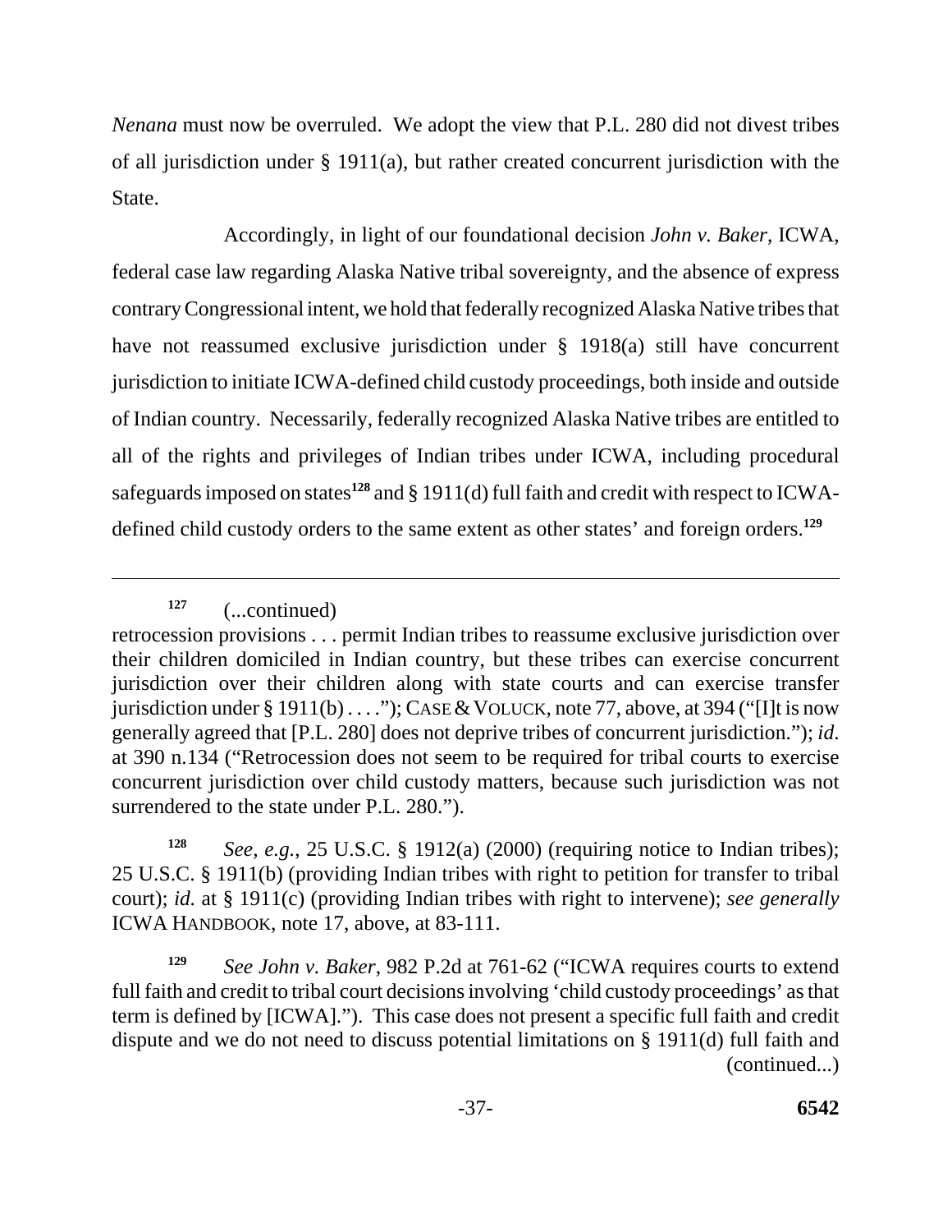*Nenana* must now be overruled. We adopt the view that P.L. 280 did not divest tribes of all jurisdiction under § 1911(a), but rather created concurrent jurisdiction with the State.

Accordingly, in light of our foundational decision *John v. Baker*, ICWA, federal case law regarding Alaska Native tribal sovereignty, and the absence of express contrary Congressional intent, we hold that federally recognized Alaska Native tribes that have not reassumed exclusive jurisdiction under § 1918(a) still have concurrent jurisdiction to initiate ICWA-defined child custody proceedings, both inside and outside of Indian country. Necessarily, federally recognized Alaska Native tribes are entitled to all of the rights and privileges of Indian tribes under ICWA, including procedural safeguards imposed on states[128] and § 1911(d) full faith and credit with respect to ICWA-defined child custody orders to the same extent as other states' and foreign orders.[129]

---

[127] (...continued)
retrocession provisions . . . permit Indian tribes to reassume exclusive jurisdiction over their children domiciled in Indian country, but these tribes can exercise concurrent jurisdiction over their children along with state courts and can exercise transfer jurisdiction under § 1911(b) . . . ."); CASE & VOLUCK, note 77, above, at 394 ("[I]t is now generally agreed that [P.L. 280] does not deprive tribes of concurrent jurisdiction."); *id.* at 390 n.134 ("Retrocession does not seem to be required for tribal courts to exercise concurrent jurisdiction over child custody matters, because such jurisdiction was not surrendered to the state under P.L. 280.").

[128] *See, e.g.*, 25 U.S.C. § 1912(a) (2000) (requiring notice to Indian tribes); 25 U.S.C. § 1911(b) (providing Indian tribes with right to petition for transfer to tribal court); *id.* at § 1911(c) (providing Indian tribes with right to intervene); *see generally* ICWA HANDBOOK, note 17, above, at 83-111.

[129] *See John v. Baker*, 982 P.2d at 761-62 ("ICWA requires courts to extend full faith and credit to tribal court decisions involving 'child custody proceedings' as that term is defined by [ICWA]."). This case does not present a specific full faith and credit dispute and we do not need to discuss potential limitations on § 1911(d) full faith and (continued...)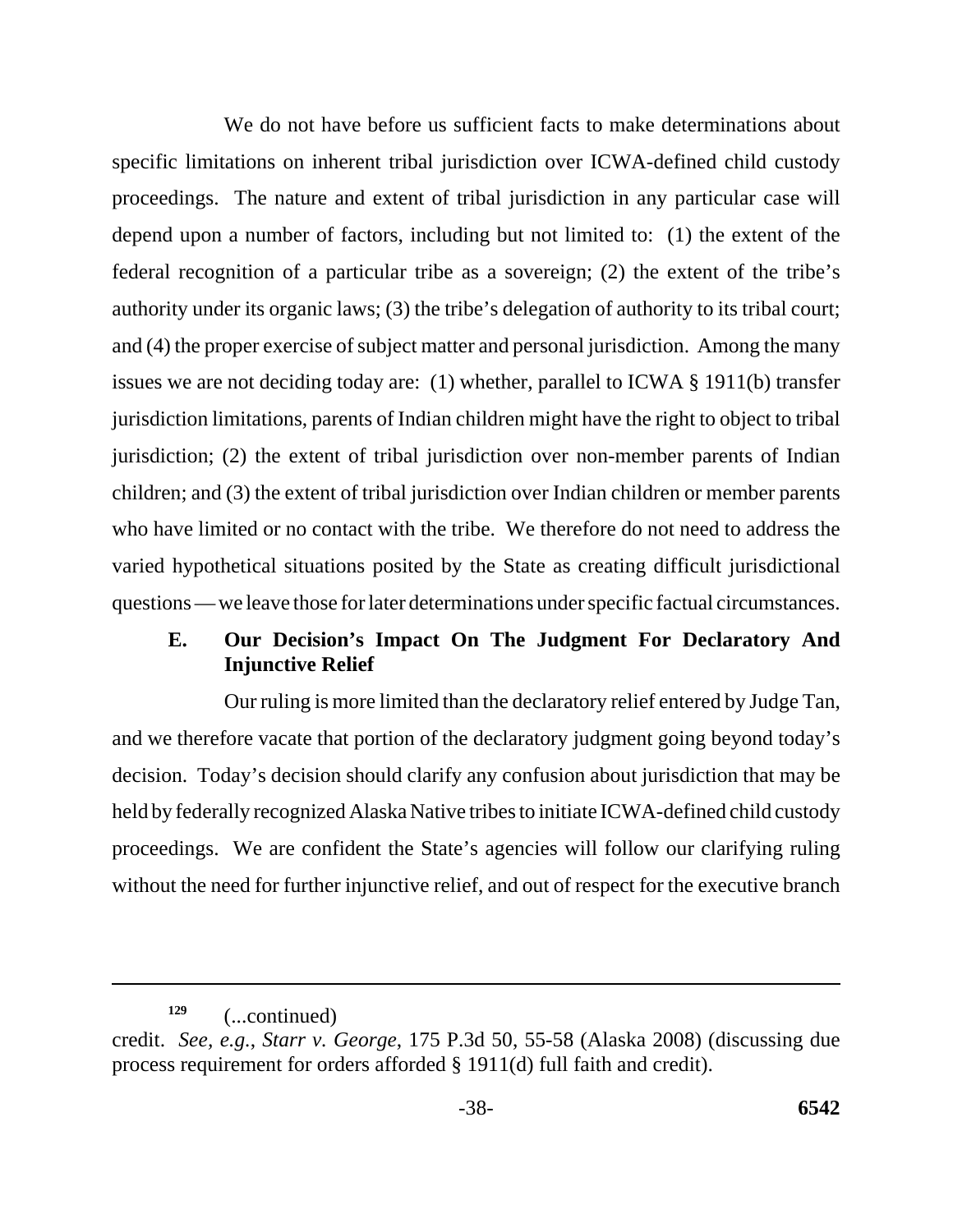We do not have before us sufficient facts to make determinations about specific limitations on inherent tribal jurisdiction over ICWA-defined child custody proceedings. The nature and extent of tribal jurisdiction in any particular case will depend upon a number of factors, including but not limited to: (1) the extent of the federal recognition of a particular tribe as a sovereign; (2) the extent of the tribe's authority under its organic laws; (3) the tribe's delegation of authority to its tribal court; and (4) the proper exercise of subject matter and personal jurisdiction. Among the many issues we are not deciding today are: (1) whether, parallel to ICWA § 1911(b) transfer jurisdiction limitations, parents of Indian children might have the right to object to tribal jurisdiction; (2) the extent of tribal jurisdiction over non-member parents of Indian children; and (3) the extent of tribal jurisdiction over Indian children or member parents who have limited or no contact with the tribe. We therefore do not need to address the varied hypothetical situations posited by the State as creating difficult jurisdictional questions — we leave those for later determinations under specific factual circumstances.

### E. Our Decision's Impact On The Judgment For Declaratory And Injunctive Relief

Our ruling is more limited than the declaratory relief entered by Judge Tan, and we therefore vacate that portion of the declaratory judgment going beyond today's decision. Today's decision should clarify any confusion about jurisdiction that may be held by federally recognized Alaska Native tribes to initiate ICWA-defined child custody proceedings. We are confident the State's agencies will follow our clarifying ruling without the need for further injunctive relief, and out of respect for the executive branch

---

[129] (...continued)
credit. *See, e.g.*, *Starr v. George*, 175 P.3d 50, 55-58 (Alaska 2008) (discussing due process requirement for orders afforded § 1911(d) full faith and credit).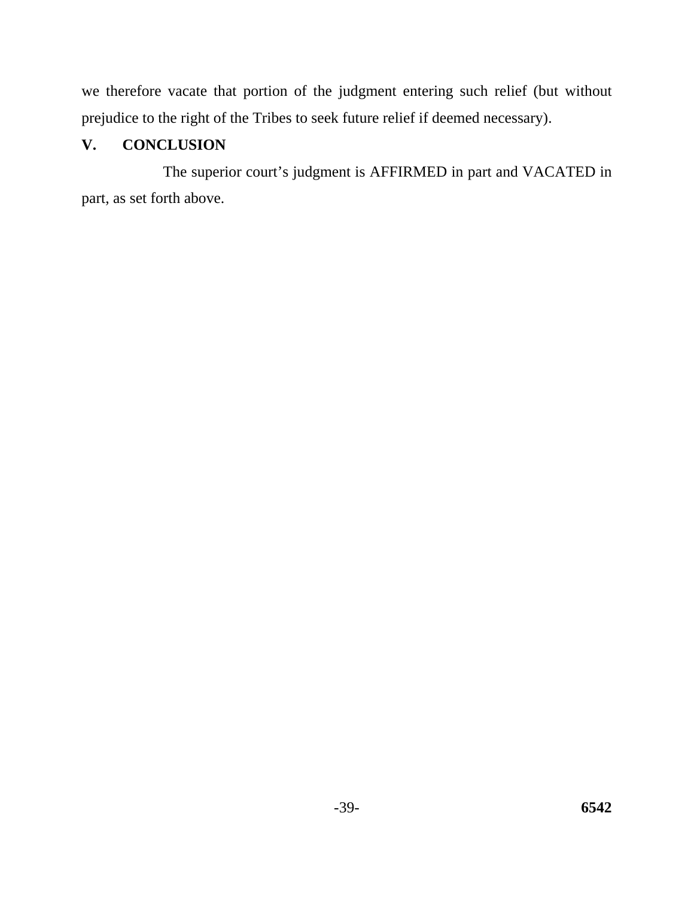we therefore vacate that portion of the judgment entering such relief (but without prejudice to the right of the Tribes to seek future relief if deemed necessary).

## V. CONCLUSION

The superior court's judgment is AFFIRMED in part and VACATED in part, as set forth above.